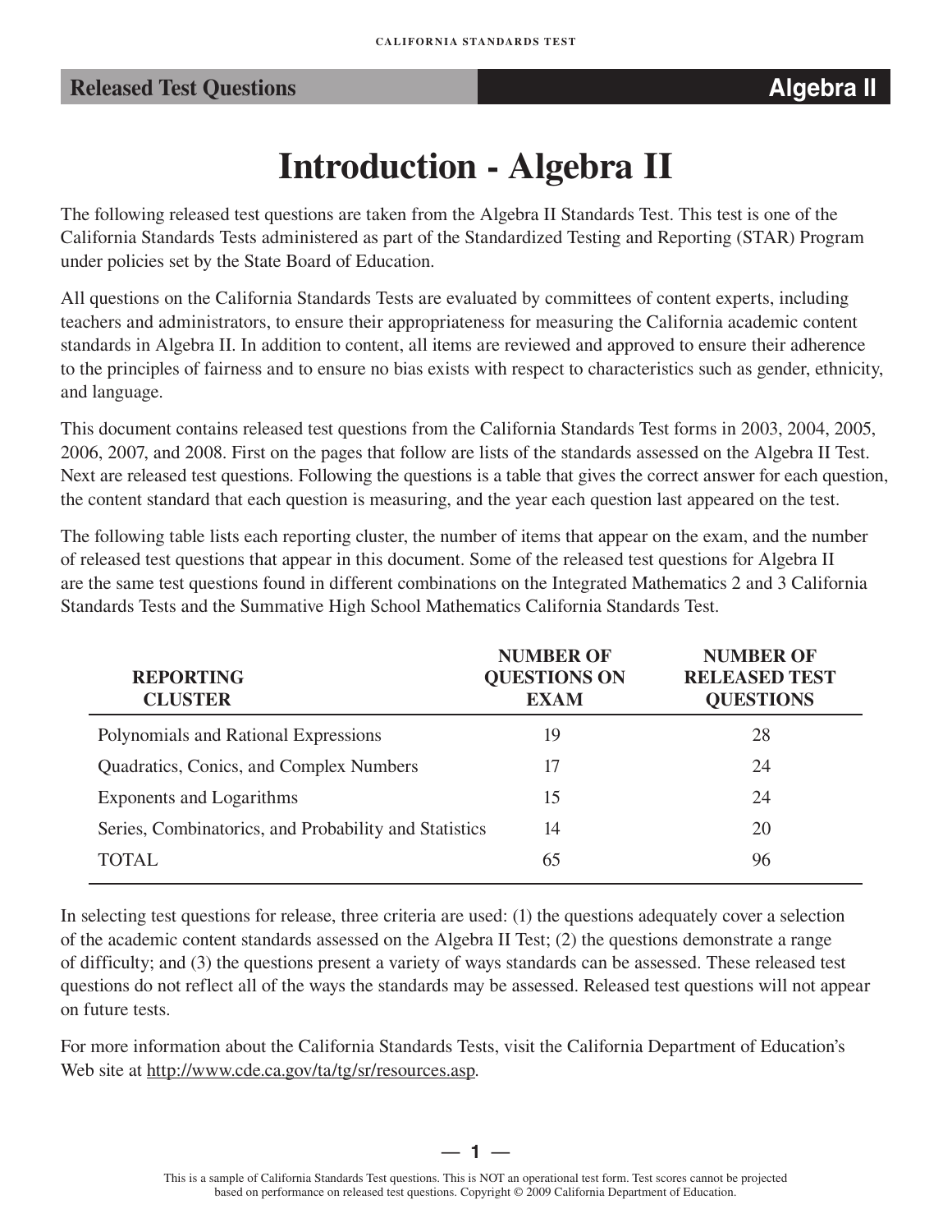# Introduction - Algebra II

The following released test questions are taken from the Algebra II Standards Test. This test is one of the California Standards Tests administered as part of the Standardized Testing and Reporting (STAR) Program under policies set by the State Board of Education.

All questions on the California Standards Tests are evaluated by committees of content experts, including teachers and administrators, to ensure their appropriateness for measuring the California academic content standards in Algebra II. In addition to content, all items are reviewed and approved to ensure their adherence to the principles of fairness and to ensure no bias exists with respect to characteristics such as gender, ethnicity, and language.

This document contains released test questions from the California Standards Test forms in 2003, 2004, 2005, 2006, 2007, and 2008. First on the pages that follow are lists of the standards assessed on the Algebra II Test. Next are released test questions. Following the questions is a table that gives the correct answer for each question, the content standard that each question is measuring, and the year each question last appeared on the test.

The following table lists each reporting cluster, the number of items that appear on the exam, and the number of released test questions that appear in this document. Some of the released test questions for Algebra II are the same test questions found in different combinations on the Integrated Mathematics 2 and 3 California Standards Tests and the Summative High School Mathematics California Standards Test.

| REPORTING CLUSTER | NUMBER OF QUESTIONS ON EXAM | NUMBER OF RELEASED TEST QUESTIONS |
|---|---|---|
| Polynomials and Rational Expressions | 19 | 28 |
| Quadratics, Conics, and Complex Numbers | 17 | 24 |
| Exponents and Logarithms | 15 | 24 |
| Series, Combinatorics, and Probability and Statistics | 14 | 20 |
| TOTAL | 65 | 96 |

In selecting test questions for release, three criteria are used: (1) the questions adequately cover a selection of the academic content standards assessed on the Algebra II Test; (2) the questions demonstrate a range of difficulty; and (3) the questions present a variety of ways standards can be assessed. These released test questions do not reflect all of the ways the standards may be assessed. Released test questions will not appear on future tests.

For more information about the California Standards Tests, visit the California Department of Education's Web site at http://www.cde.ca.gov/ta/tg/sr/resources.asp.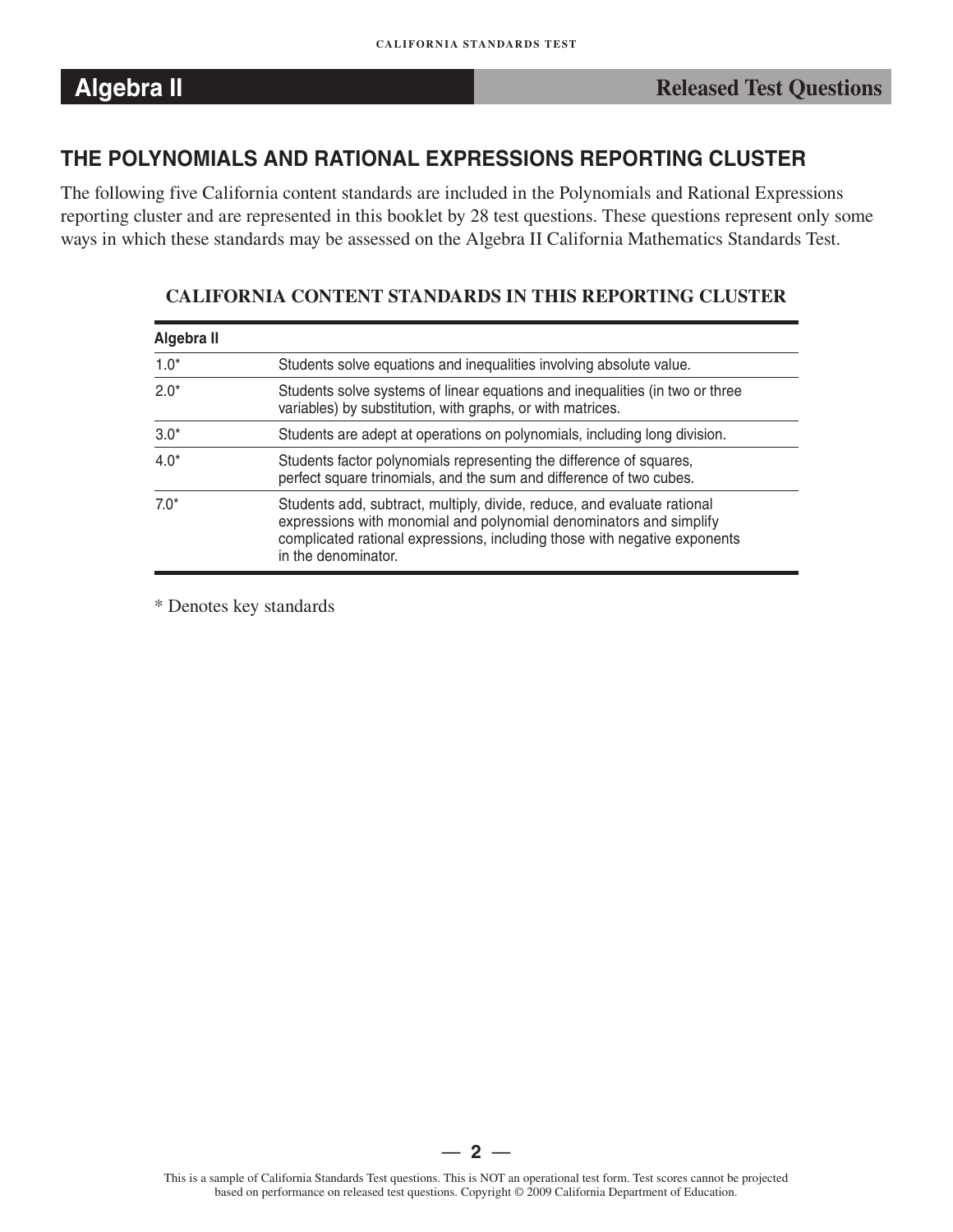## THE POLYNOMIALS AND RATIONAL EXPRESSIONS REPORTING CLUSTER

The following five California content standards are included in the Polynomials and Rational Expressions reporting cluster and are represented in this booklet by 28 test questions. These questions represent only some ways in which these standards may be assessed on the Algebra II California Mathematics Standards Test.

### CALIFORNIA CONTENT STANDARDS IN THIS REPORTING CLUSTER

| Algebra II | |
|---|---|
| 1.0* | Students solve equations and inequalities involving absolute value. |
| 2.0* | Students solve systems of linear equations and inequalities (in two or three variables) by substitution, with graphs, or with matrices. |
| 3.0* | Students are adept at operations on polynomials, including long division. |
| 4.0* | Students factor polynomials representing the difference of squares, perfect square trinomials, and the sum and difference of two cubes. |
| 7.0* | Students add, subtract, multiply, divide, reduce, and evaluate rational expressions with monomial and polynomial denominators and simplify complicated rational expressions, including those with negative exponents in the denominator. |

* Denotes key standards

This is a sample of California Standards Test questions. This is NOT an operational test form. Test scores cannot be projected based on performance on released test questions. Copyright © 2009 California Department of Education.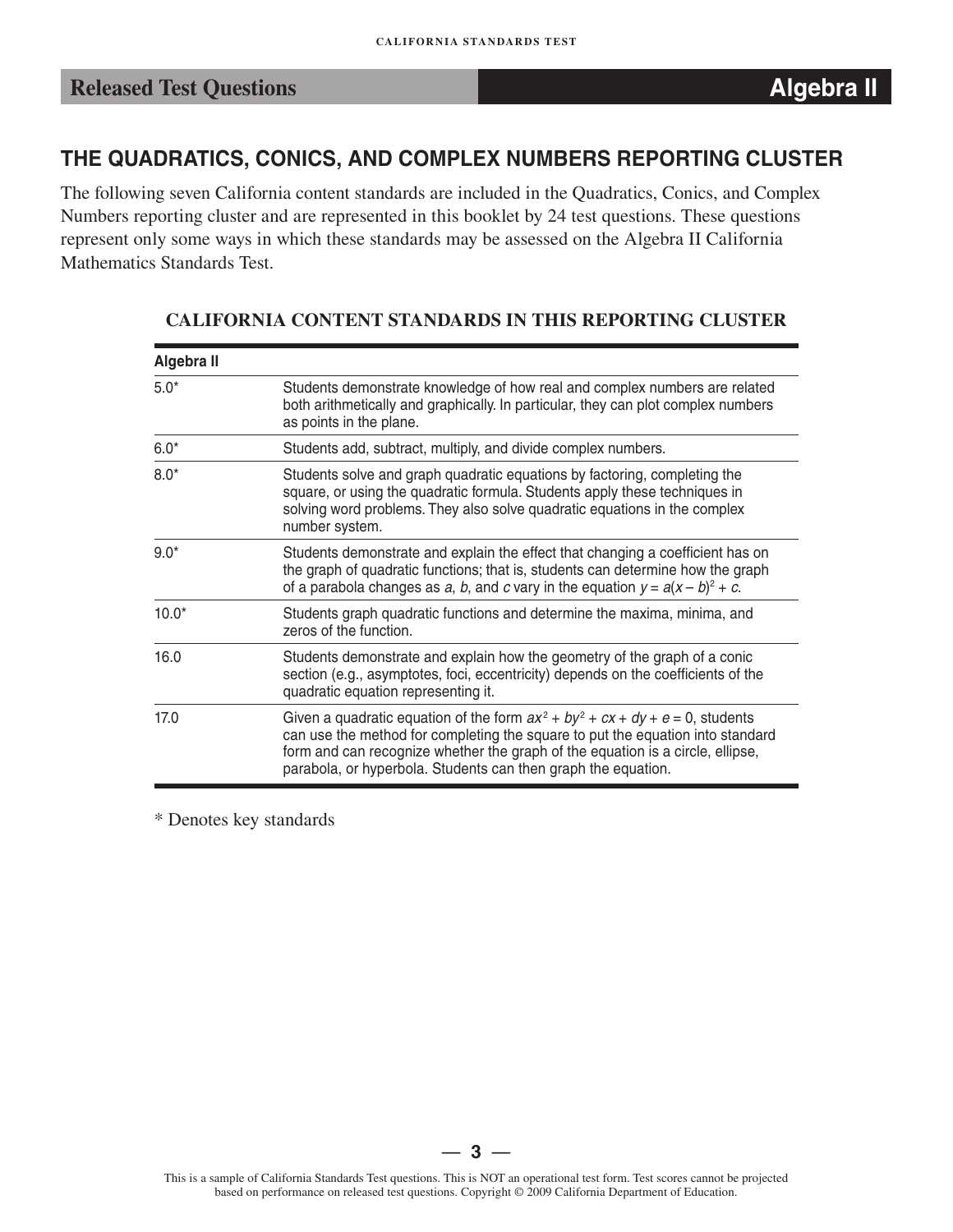## THE QUADRATICS, CONICS, AND COMPLEX NUMBERS REPORTING CLUSTER

The following seven California content standards are included in the Quadratics, Conics, and Complex Numbers reporting cluster and are represented in this booklet by 24 test questions. These questions represent only some ways in which these standards may be assessed on the Algebra II California Mathematics Standards Test.

### CALIFORNIA CONTENT STANDARDS IN THIS REPORTING CLUSTER

| Algebra II | |
|---|---|
| 5.0* | Students demonstrate knowledge of how real and complex numbers are related both arithmetically and graphically. In particular, they can plot complex numbers as points in the plane. |
| 6.0* | Students add, subtract, multiply, and divide complex numbers. |
| 8.0* | Students solve and graph quadratic equations by factoring, completing the square, or using the quadratic formula. Students apply these techniques in solving word problems. They also solve quadratic equations in the complex number system. |
| 9.0* | Students demonstrate and explain the effect that changing a coefficient has on the graph of quadratic functions; that is, students can determine how the graph of a parabola changes as $a$, $b$, and $c$ vary in the equation $y = a(x - b)^2 + c$. |
| 10.0* | Students graph quadratic functions and determine the maxima, minima, and zeros of the function. |
| 16.0 | Students demonstrate and explain how the geometry of the graph of a conic section (e.g., asymptotes, foci, eccentricity) depends on the coefficients of the quadratic equation representing it. |
| 17.0 | Given a quadratic equation of the form $ax^2 + by^2 + cx + dy + e = 0$, students can use the method for completing the square to put the equation into standard form and can recognize whether the graph of the equation is a circle, ellipse, parabola, or hyperbola. Students can then graph the equation. |

* Denotes key standards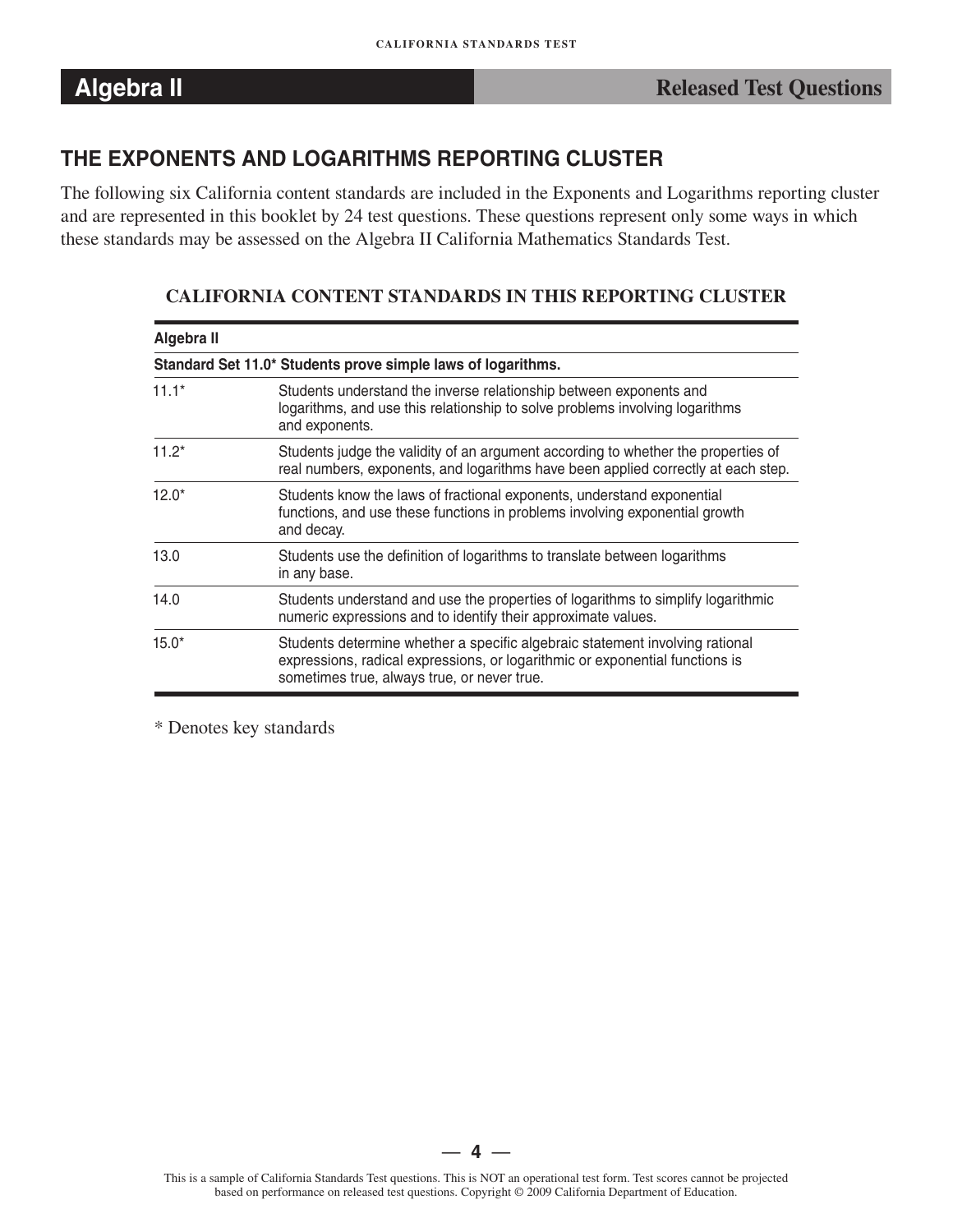# Algebra II

## Released Test Questions

## THE EXPONENTS AND LOGARITHMS REPORTING CLUSTER

The following six California content standards are included in the Exponents and Logarithms reporting cluster and are represented in this booklet by 24 test questions. These questions represent only some ways in which these standards may be assessed on the Algebra II California Mathematics Standards Test.

### CALIFORNIA CONTENT STANDARDS IN THIS REPORTING CLUSTER

| Algebra II | |
|---|---|
| **Standard Set 11.0* Students prove simple laws of logarithms.** | |
| 11.1* | Students understand the inverse relationship between exponents and logarithms, and use this relationship to solve problems involving logarithms and exponents. |
| 11.2* | Students judge the validity of an argument according to whether the properties of real numbers, exponents, and logarithms have been applied correctly at each step. |
| 12.0* | Students know the laws of fractional exponents, understand exponential functions, and use these functions in problems involving exponential growth and decay. |
| 13.0 | Students use the definition of logarithms to translate between logarithms in any base. |
| 14.0 | Students understand and use the properties of logarithms to simplify logarithmic numeric expressions and to identify their approximate values. |
| 15.0* | Students determine whether a specific algebraic statement involving rational expressions, radical expressions, or logarithmic or exponential functions is sometimes true, always true, or never true. |

* Denotes key standards

This is a sample of California Standards Test questions. This is NOT an operational test form. Test scores cannot be projected based on performance on released test questions. Copyright © 2009 California Department of Education.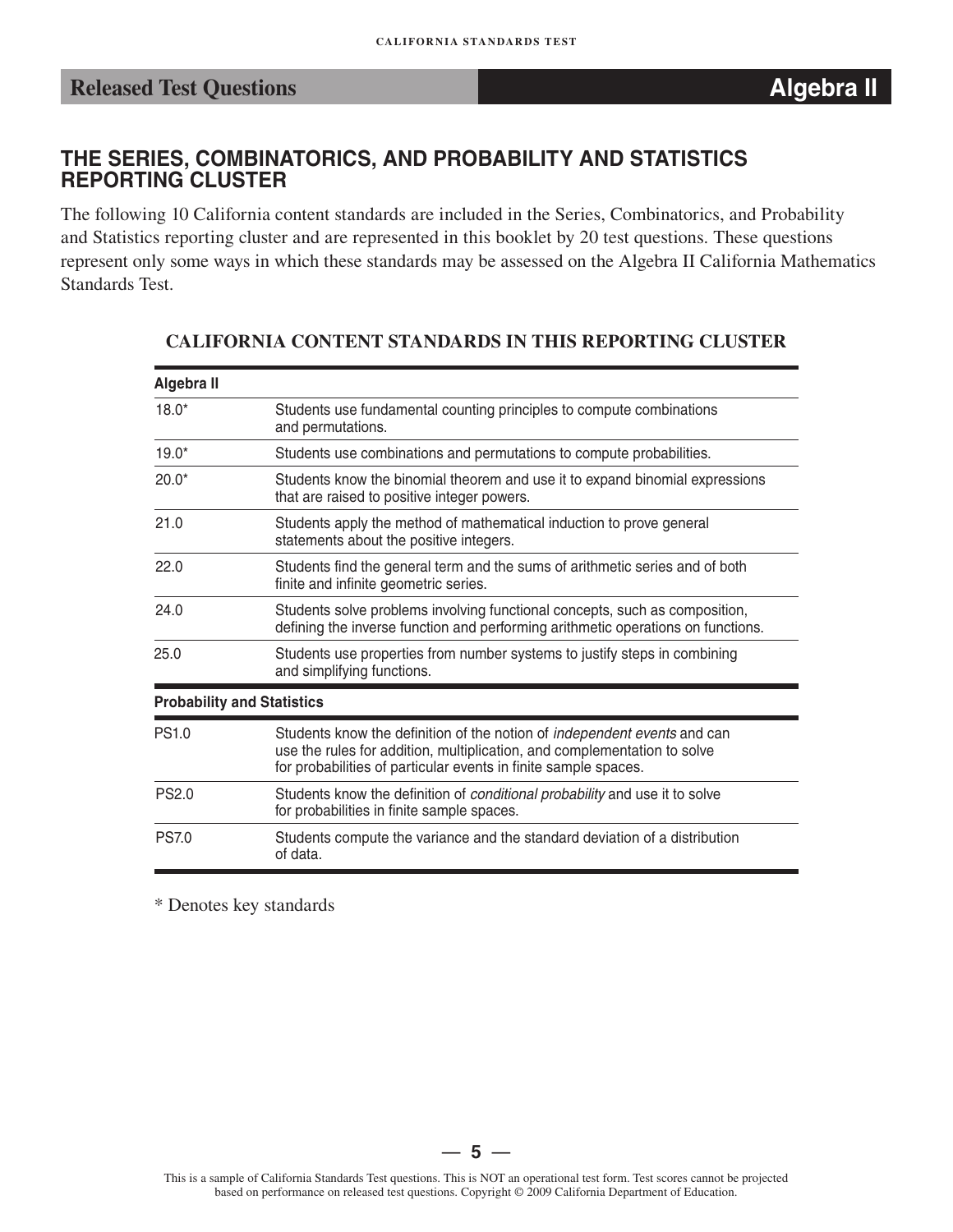## Released Test Questions — Algebra II

## THE SERIES, COMBINATORICS, AND PROBABILITY AND STATISTICS REPORTING CLUSTER

The following 10 California content standards are included in the Series, Combinatorics, and Probability and Statistics reporting cluster and are represented in this booklet by 20 test questions. These questions represent only some ways in which these standards may be assessed on the Algebra II California Mathematics Standards Test.

**CALIFORNIA CONTENT STANDARDS IN THIS REPORTING CLUSTER**

| **Algebra II** | |
|---|---|
| 18.0* | Students use fundamental counting principles to compute combinations and permutations. |
| 19.0* | Students use combinations and permutations to compute probabilities. |
| 20.0* | Students know the binomial theorem and use it to expand binomial expressions that are raised to positive integer powers. |
| 21.0 | Students apply the method of mathematical induction to prove general statements about the positive integers. |
| 22.0 | Students find the general term and the sums of arithmetic series and of both finite and infinite geometric series. |
| 24.0 | Students solve problems involving functional concepts, such as composition, defining the inverse function and performing arithmetic operations on functions. |
| 25.0 | Students use properties from number systems to justify steps in combining and simplifying functions. |
| **Probability and Statistics** | |
| PS1.0 | Students know the definition of the notion of *independent events* and can use the rules for addition, multiplication, and complementation to solve for probabilities of particular events in finite sample spaces. |
| PS2.0 | Students know the definition of *conditional probability* and use it to solve for probabilities in finite sample spaces. |
| PS7.0 | Students compute the variance and the standard deviation of a distribution of data. |

* Denotes key standards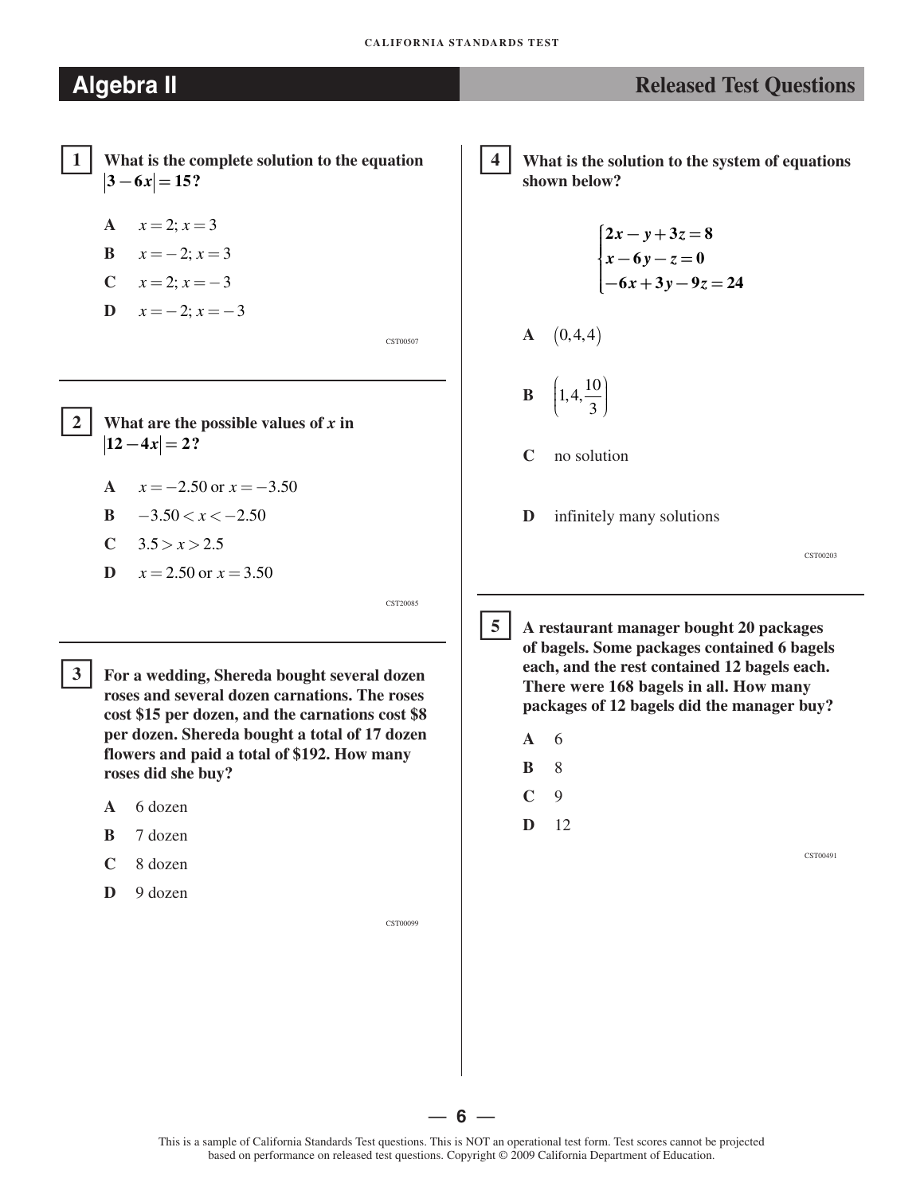# Algebra II

## Released Test Questions

**1** **What is the complete solution to the equation $|3 - 6x| = 15$?**

- **A** $x = 2;\ x = 3$
- **B** $x = -2;\ x = 3$
- **C** $x = 2;\ x = -3$
- **D** $x = -2;\ x = -3$

CST00507

---

**2** **What are the possible values of $x$ in $|12 - 4x| = 2$?**

- **A** $x = -2.50$ or $x = -3.50$
- **B** $-3.50 < x < -2.50$
- **C** $3.5 > x > 2.5$
- **D** $x = 2.50$ or $x = 3.50$

CST20085

---

**3** **For a wedding, Shereda bought several dozen roses and several dozen carnations. The roses cost \$15 per dozen, and the carnations cost \$8 per dozen. Shereda bought a total of 17 dozen flowers and paid a total of \$192. How many roses did she buy?**

- **A** 6 dozen
- **B** 7 dozen
- **C** 8 dozen
- **D** 9 dozen

CST00099

---

**4** **What is the solution to the system of equations shown below?**

$$\begin{cases} 2x - y + 3z = 8 \\ x - 6y - z = 0 \\ -6x + 3y - 9z = 24 \end{cases}$$

- **A** $(0, 4, 4)$
- **B** $\left(1, 4, \frac{10}{3}\right)$
- **C** no solution
- **D** infinitely many solutions

CST00203

---

**5** **A restaurant manager bought 20 packages of bagels. Some packages contained 6 bagels each, and the rest contained 12 bagels each. There were 168 bagels in all. How many packages of 12 bagels did the manager buy?**

- **A** 6
- **B** 8
- **C** 9
- **D** 12

CST00491

This is a sample of California Standards Test questions. This is NOT an operational test form. Test scores cannot be projected based on performance on released test questions. Copyright © 2009 California Department of Education.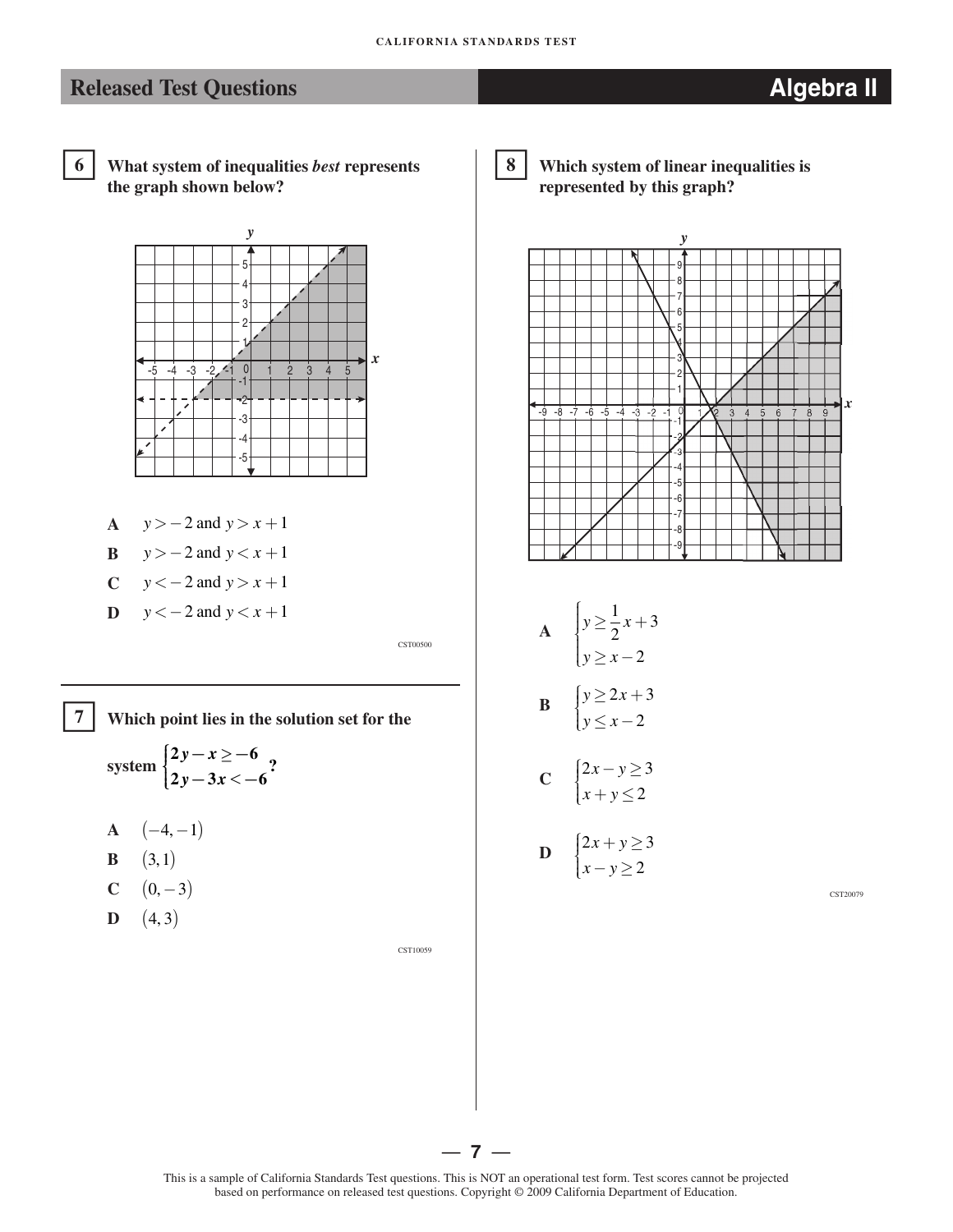## Released Test Questions — Algebra II

**6** **What system of inequalities *best* represents the graph shown below?**

**A** $y > -2$ and $y > x + 1$

**B** $y > -2$ and $y < x + 1$

**C** $y < -2$ and $y > x + 1$

**D** $y < -2$ and $y < x + 1$

CST00500

---

**7** **Which point lies in the solution set for the system** $\begin{cases} 2y - x \geq -6 \\ 2y - 3x < -6 \end{cases}$**?**

**A** $(-4, -1)$

**B** $(3, 1)$

**C** $(0, -3)$

**D** $(4, 3)$

CST10059

---

**8** **Which system of linear inequalities is represented by this graph?**

**A** $\begin{cases} y \geq \frac{1}{2}x + 3 \\ y \geq x - 2 \end{cases}$

**B** $\begin{cases} y \geq 2x + 3 \\ y \leq x - 2 \end{cases}$

**C** $\begin{cases} 2x - y \geq 3 \\ x + y \leq 2 \end{cases}$

**D** $\begin{cases} 2x + y \geq 3 \\ x - y \geq 2 \end{cases}$

CST20079

This is a sample of California Standards Test questions. This is NOT an operational test form. Test scores cannot be projected based on performance on released test questions. Copyright © 2009 California Department of Education.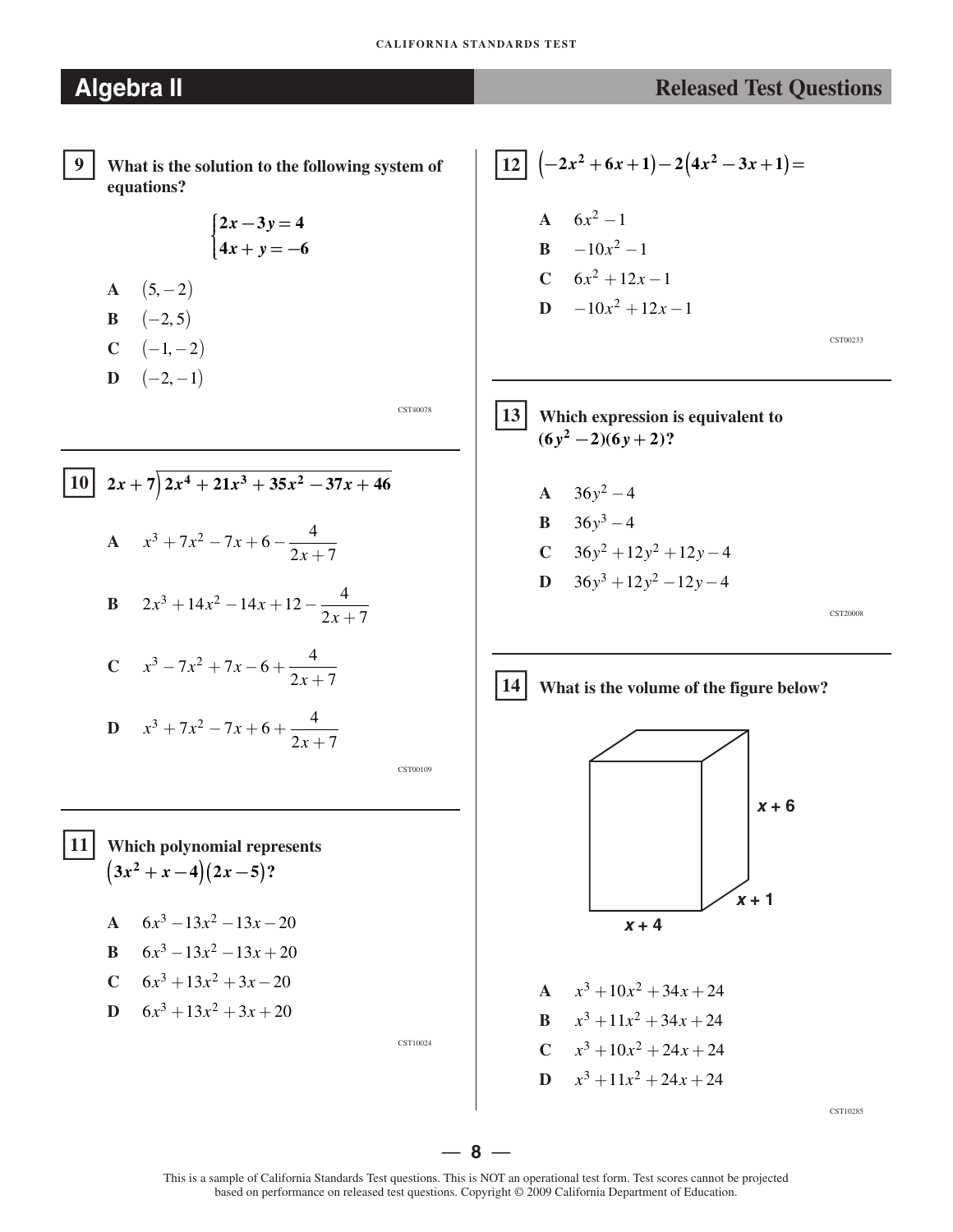# Algebra II

## Released Test Questions

**9** **What is the solution to the following system of equations?**

$$\begin{cases} 2x - 3y = 4 \\ 4x + y = -6 \end{cases}$$

- **A** $(5, -2)$
- **B** $(-2, 5)$
- **C** $(-1, -2)$
- **D** $(-2, -1)$

CST40078

---

**10** $2x + 7 \overline{)\, 2x^4 + 21x^3 + 35x^2 - 37x + 46}$

- **A** $x^3 + 7x^2 - 7x + 6 - \dfrac{4}{2x + 7}$
- **B** $2x^3 + 14x^2 - 14x + 12 - \dfrac{4}{2x + 7}$
- **C** $x^3 - 7x^2 + 7x - 6 + \dfrac{4}{2x + 7}$
- **D** $x^3 + 7x^2 - 7x + 6 + \dfrac{4}{2x + 7}$

CST00109

---

**11** **Which polynomial represents $(3x^2 + x - 4)(2x - 5)$?**

- **A** $6x^3 - 13x^2 - 13x - 20$
- **B** $6x^3 - 13x^2 - 13x + 20$
- **C** $6x^3 + 13x^2 + 3x - 20$
- **D** $6x^3 + 13x^2 + 3x + 20$

CST10024

---

**12** $(-2x^2 + 6x + 1) - 2(4x^2 - 3x + 1) =$

- **A** $6x^2 - 1$
- **B** $-10x^2 - 1$
- **C** $6x^2 + 12x - 1$
- **D** $-10x^2 + 12x - 1$

CST00233

---

**13** **Which expression is equivalent to $(6y^2 - 2)(6y + 2)$?**

- **A** $36y^2 - 4$
- **B** $36y^3 - 4$
- **C** $36y^2 + 12y^2 + 12y - 4$
- **D** $36y^3 + 12y^2 - 12y - 4$

CST20008

---

**14** **What is the volume of the figure below?**

(Rectangular box with dimensions $x + 6$, $x + 1$, $x + 4$)

- **A** $x^3 + 10x^2 + 34x + 24$
- **B** $x^3 + 11x^2 + 34x + 24$
- **C** $x^3 + 10x^2 + 24x + 24$
- **D** $x^3 + 11x^2 + 24x + 24$

CST10285

This is a sample of California Standards Test questions. This is NOT an operational test form. Test scores cannot be projected based on performance on released test questions. Copyright © 2009 California Department of Education.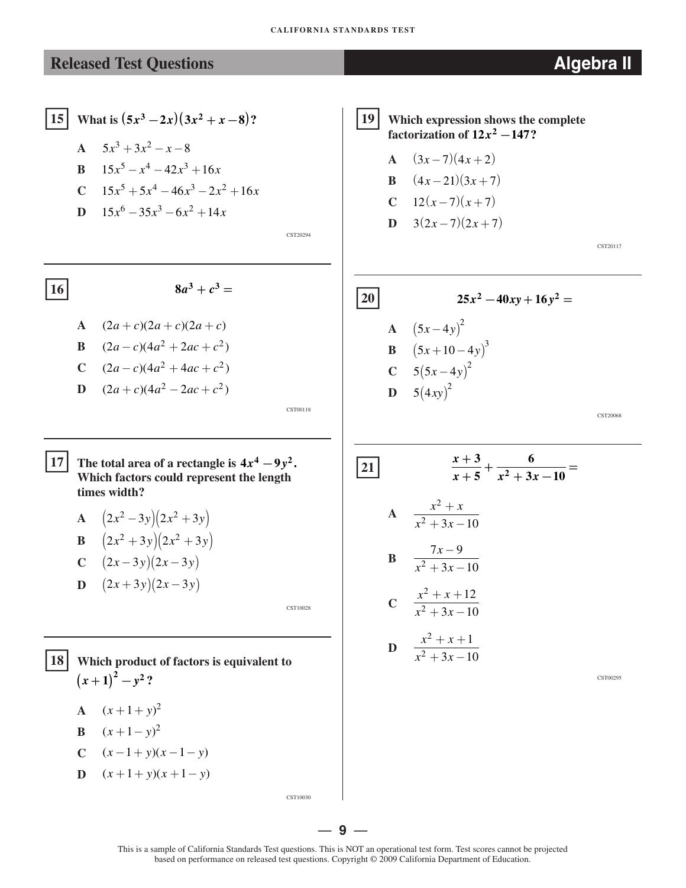## Released Test Questions — Algebra II

**15** What is $(5x^3 - 2x)(3x^2 + x - 8)$?

- **A** $5x^3 + 3x^2 - x - 8$
- **B** $15x^5 - x^4 - 42x^3 + 16x$
- **C** $15x^5 + 5x^4 - 46x^3 - 2x^2 + 16x$
- **D** $15x^6 - 35x^3 - 6x^2 + 14x$

CST20294

---

**16** $8a^3 + c^3 =$

- **A** $(2a + c)(2a + c)(2a + c)$
- **B** $(2a - c)(4a^2 + 2ac + c^2)$
- **C** $(2a - c)(4a^2 + 4ac + c^2)$
- **D** $(2a + c)(4a^2 - 2ac + c^2)$

CST00118

---

**17** The total area of a rectangle is $4x^4 - 9y^2$. Which factors could represent the length times width?

- **A** $(2x^2 - 3y)(2x^2 + 3y)$
- **B** $(2x^2 + 3y)(2x^2 + 3y)$
- **C** $(2x - 3y)(2x - 3y)$
- **D** $(2x + 3y)(2x - 3y)$

CST10028

---

**18** Which product of factors is equivalent to $(x + 1)^2 - y^2$?

- **A** $(x + 1 + y)^2$
- **B** $(x + 1 - y)^2$
- **C** $(x - 1 + y)(x - 1 - y)$
- **D** $(x + 1 + y)(x + 1 - y)$

CST10030

---

**19** Which expression shows the complete factorization of $12x^2 - 147$?

- **A** $(3x - 7)(4x + 2)$
- **B** $(4x - 21)(3x + 7)$
- **C** $12(x - 7)(x + 7)$
- **D** $3(2x - 7)(2x + 7)$

CST20117

---

**20** $25x^2 - 40xy + 16y^2 =$

- **A** $(5x - 4y)^2$
- **B** $(5x + 10 - 4y)^3$
- **C** $5(5x - 4y)^2$
- **D** $5(4xy)^2$

CST20068

---

**21** $\dfrac{x + 3}{x + 5} + \dfrac{6}{x^2 + 3x - 10} =$

- **A** $\dfrac{x^2 + x}{x^2 + 3x - 10}$
- **B** $\dfrac{7x - 9}{x^2 + 3x - 10}$
- **C** $\dfrac{x^2 + x + 12}{x^2 + 3x - 10}$
- **D** $\dfrac{x^2 + x + 1}{x^2 + 3x - 10}$

CST00295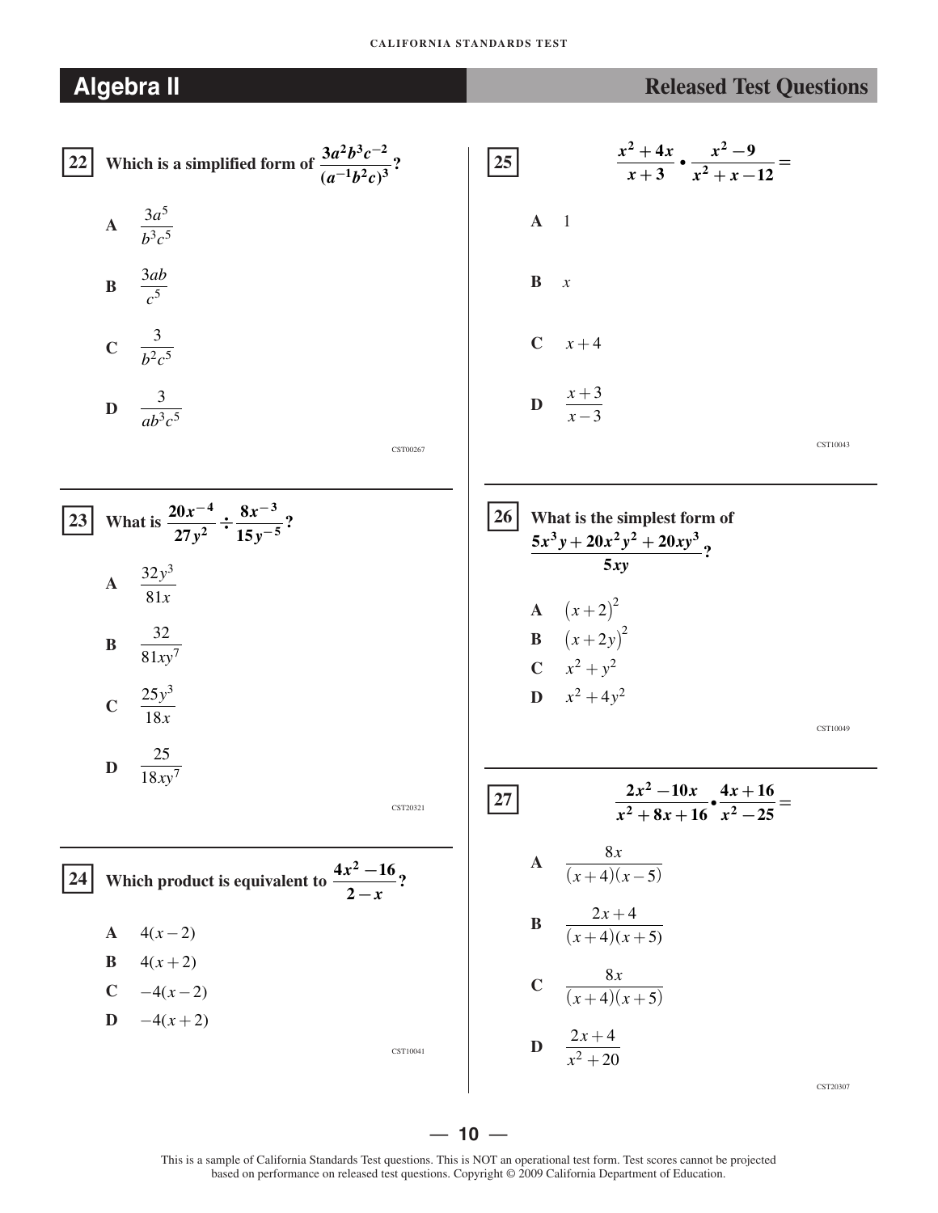## Algebra II — Released Test Questions

**22** Which is a simplified form of $\frac{3a^2b^3c^{-2}}{(a^{-1}b^2c)^3}$?

- **A** $\frac{3a^5}{b^3c^5}$
- **B** $\frac{3ab}{c^5}$
- **C** $\frac{3}{b^2c^5}$
- **D** $\frac{3}{ab^3c^5}$

CST00267

---

**23** What is $\frac{20x^{-4}}{27y^2} \div \frac{8x^{-3}}{15y^{-5}}$?

- **A** $\frac{32y^3}{81x}$
- **B** $\frac{32}{81xy^7}$
- **C** $\frac{25y^3}{18x}$
- **D** $\frac{25}{18xy^7}$

CST20321

---

**24** Which product is equivalent to $\frac{4x^2-16}{2-x}$?

- **A** $4(x-2)$
- **B** $4(x+2)$
- **C** $-4(x-2)$
- **D** $-4(x+2)$

CST10041

---

**25** $\frac{x^2+4x}{x+3} \bullet \frac{x^2-9}{x^2+x-12} =$

- **A** $1$
- **B** $x$
- **C** $x+4$
- **D** $\frac{x+3}{x-3}$

CST10043

---

**26** What is the simplest form of $\frac{5x^3y+20x^2y^2+20xy^3}{5xy}$?

- **A** $(x+2)^2$
- **B** $(x+2y)^2$
- **C** $x^2+y^2$
- **D** $x^2+4y^2$

CST10049

---

**27** $\frac{2x^2-10x}{x^2+8x+16} \bullet \frac{4x+16}{x^2-25} =$

- **A** $\frac{8x}{(x+4)(x-5)}$
- **B** $\frac{2x+4}{(x+4)(x+5)}$
- **C** $\frac{8x}{(x+4)(x+5)}$
- **D** $\frac{2x+4}{x^2+20}$

CST20307

This is a sample of California Standards Test questions. This is NOT an operational test form. Test scores cannot be projected based on performance on released test questions. Copyright © 2009 California Department of Education.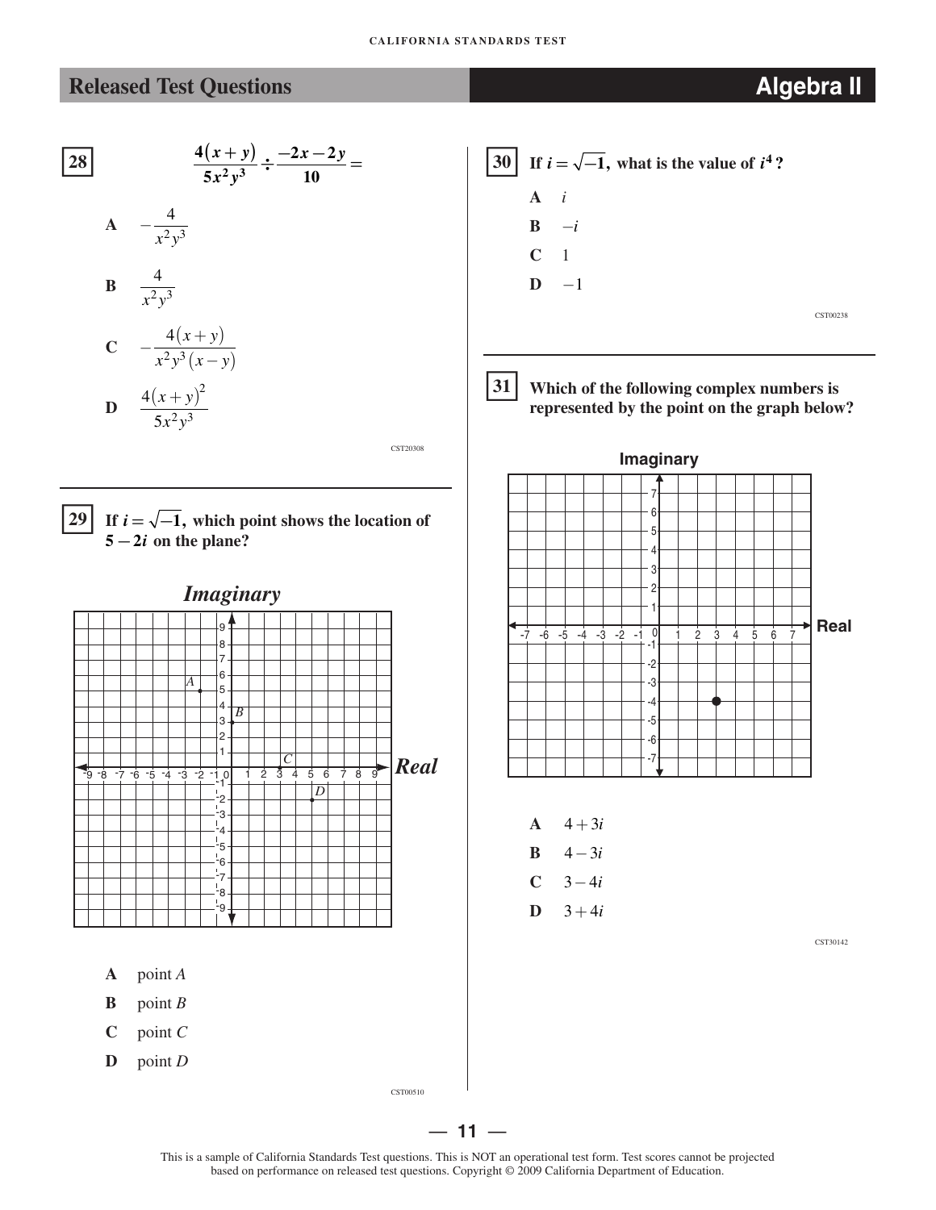## Released Test Questions — Algebra II

**28** $\dfrac{4(x+y)}{5x^2y^3} \div \dfrac{-2x-2y}{10} =$

**A** $-\dfrac{4}{x^2y^3}$

**B** $\dfrac{4}{x^2y^3}$

**C** $-\dfrac{4(x+y)}{x^2y^3(x-y)}$

**D** $\dfrac{4(x+y)^2}{5x^2y^3}$

CST20308

---

**29** **If $i = \sqrt{-1}$, which point shows the location of $5 - 2i$ on the plane?**

*Imaginary*

*Real*

**A** point *A*

**B** point *B*

**C** point *C*

**D** point *D*

CST00510

---

**30** **If $i = \sqrt{-1}$, what is the value of $i^4$?**

**A** $i$

**B** $-i$

**C** $1$

**D** $-1$

CST00238

---

**31** **Which of the following complex numbers is represented by the point on the graph below?**

Imaginary

Real

**A** $4 + 3i$

**B** $4 - 3i$

**C** $3 - 4i$

**D** $3 + 4i$

CST30142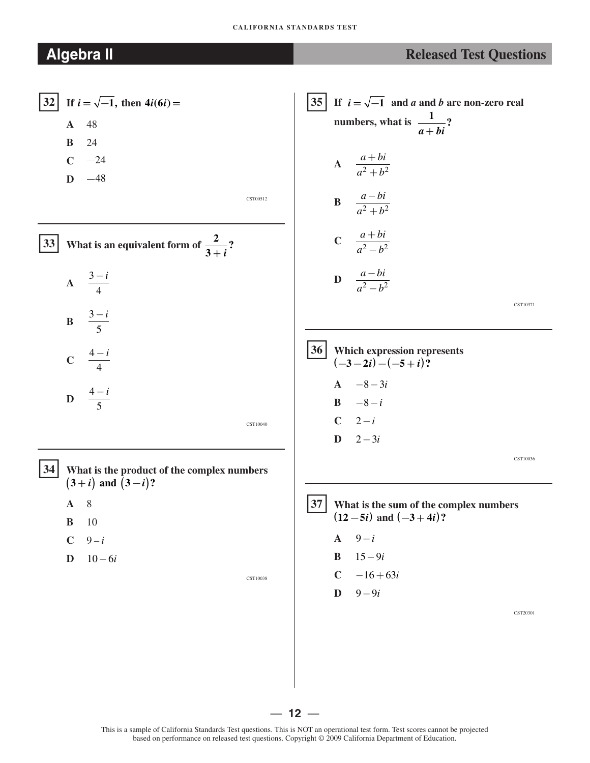## Algebra II — Released Test Questions

**32** **If $i = \sqrt{-1}$, then $4i(6i) =$**

**A** 48

**B** 24

**C** $-24$

**D** $-48$

CST00512

---

**33** **What is an equivalent form of $\frac{2}{3+i}$?**

**A** $\frac{3-i}{4}$

**B** $\frac{3-i}{5}$

**C** $\frac{4-i}{4}$

**D** $\frac{4-i}{5}$

CST10040

---

**34** **What is the product of the complex numbers $(3+i)$ and $(3-i)$?**

**A** 8

**B** 10

**C** $9-i$

**D** $10-6i$

CST10038

---

**35** **If $i = \sqrt{-1}$ and $a$ and $b$ are non-zero real numbers, what is $\frac{1}{a+bi}$?**

**A** $\frac{a+bi}{a^2+b^2}$

**B** $\frac{a-bi}{a^2+b^2}$

**C** $\frac{a+bi}{a^2-b^2}$

**D** $\frac{a-bi}{a^2-b^2}$

CST10371

---

**36** **Which expression represents $(-3-2i)-(-5+i)$?**

**A** $-8-3i$

**B** $-8-i$

**C** $2-i$

**D** $2-3i$

CST10036

---

**37** **What is the sum of the complex numbers $(12-5i)$ and $(-3+4i)$?**

**A** $9-i$

**B** $15-9i$

**C** $-16+63i$

**D** $9-9i$

CST20301

This is a sample of California Standards Test questions. This is NOT an operational test form. Test scores cannot be projected based on performance on released test questions. Copyright © 2009 California Department of Education.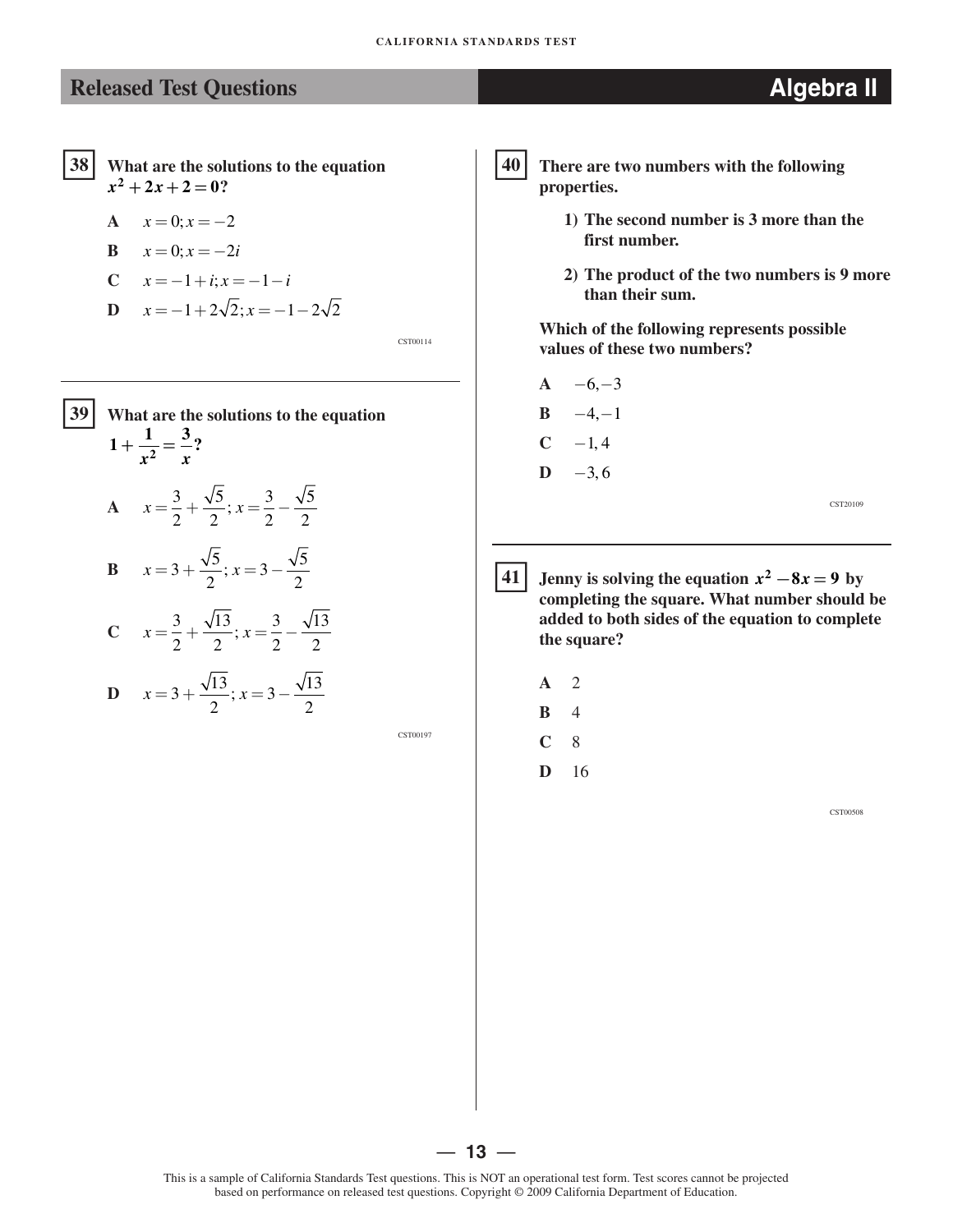## Released Test Questions — Algebra II

**38** What are the solutions to the equation $x^2 + 2x + 2 = 0$?

- **A** $x = 0; x = -2$
- **B** $x = 0; x = -2i$
- **C** $x = -1 + i; x = -1 - i$
- **D** $x = -1 + 2\sqrt{2}; x = -1 - 2\sqrt{2}$

CST00114

---

**39** What are the solutions to the equation $1 + \dfrac{1}{x^2} = \dfrac{3}{x}$?

- **A** $x = \dfrac{3}{2} + \dfrac{\sqrt{5}}{2}; x = \dfrac{3}{2} - \dfrac{\sqrt{5}}{2}$
- **B** $x = 3 + \dfrac{\sqrt{5}}{2}; x = 3 - \dfrac{\sqrt{5}}{2}$
- **C** $x = \dfrac{3}{2} + \dfrac{\sqrt{13}}{2}; x = \dfrac{3}{2} - \dfrac{\sqrt{13}}{2}$
- **D** $x = 3 + \dfrac{\sqrt{13}}{2}; x = 3 - \dfrac{\sqrt{13}}{2}$

CST00197

---

**40** There are two numbers with the following properties.

1) The second number is 3 more than the first number.
2) The product of the two numbers is 9 more than their sum.

Which of the following represents possible values of these two numbers?

- **A** $-6, -3$
- **B** $-4, -1$
- **C** $-1, 4$
- **D** $-3, 6$

CST20109

---

**41** Jenny is solving the equation $x^2 - 8x = 9$ by completing the square. What number should be added to both sides of the equation to complete the square?

- **A** 2
- **B** 4
- **C** 8
- **D** 16

CST00508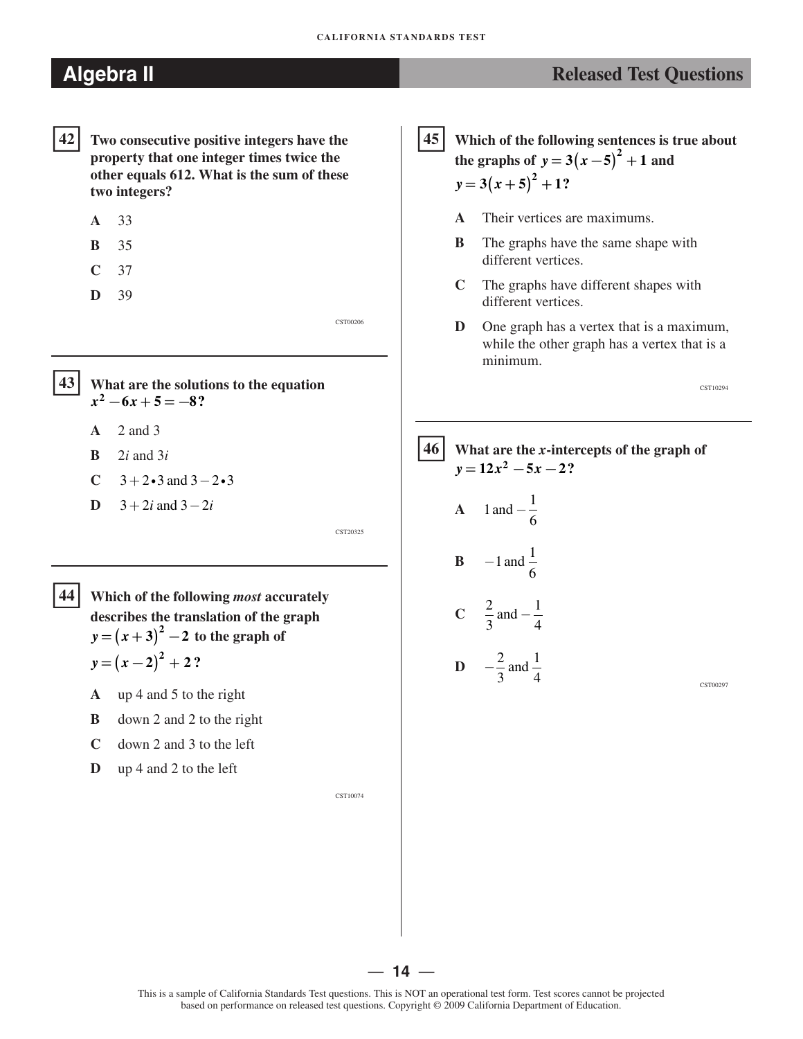## Algebra II — Released Test Questions

**42** **Two consecutive positive integers have the property that one integer times twice the other equals 612. What is the sum of these two integers?**

- **A** 33
- **B** 35
- **C** 37
- **D** 39

CST00206

**43** **What are the solutions to the equation $x^2 - 6x + 5 = -8$?**

- **A** 2 and 3
- **B** $2i$ and $3i$
- **C** $3 + 2 \bullet 3$ and $3 - 2 \bullet 3$
- **D** $3 + 2i$ and $3 - 2i$

CST20325

**44** **Which of the following *most* accurately describes the translation of the graph $y = (x + 3)^2 - 2$ to the graph of $y = (x - 2)^2 + 2$?**

- **A** up 4 and 5 to the right
- **B** down 2 and 2 to the right
- **C** down 2 and 3 to the left
- **D** up 4 and 2 to the left

CST10074

**45** **Which of the following sentences is true about the graphs of $y = 3(x - 5)^2 + 1$ and $y = 3(x + 5)^2 + 1$?**

- **A** Their vertices are maximums.
- **B** The graphs have the same shape with different vertices.
- **C** The graphs have different shapes with different vertices.
- **D** One graph has a vertex that is a maximum, while the other graph has a vertex that is a minimum.

CST10294

**46** **What are the $x$-intercepts of the graph of $y = 12x^2 - 5x - 2$?**

- **A** $1$ and $-\frac{1}{6}$
- **B** $-1$ and $\frac{1}{6}$
- **C** $\frac{2}{3}$ and $-\frac{1}{4}$
- **D** $-\frac{2}{3}$ and $\frac{1}{4}$

CST00297

This is a sample of California Standards Test questions. This is NOT an operational test form. Test scores cannot be projected based on performance on released test questions. Copyright © 2009 California Department of Education.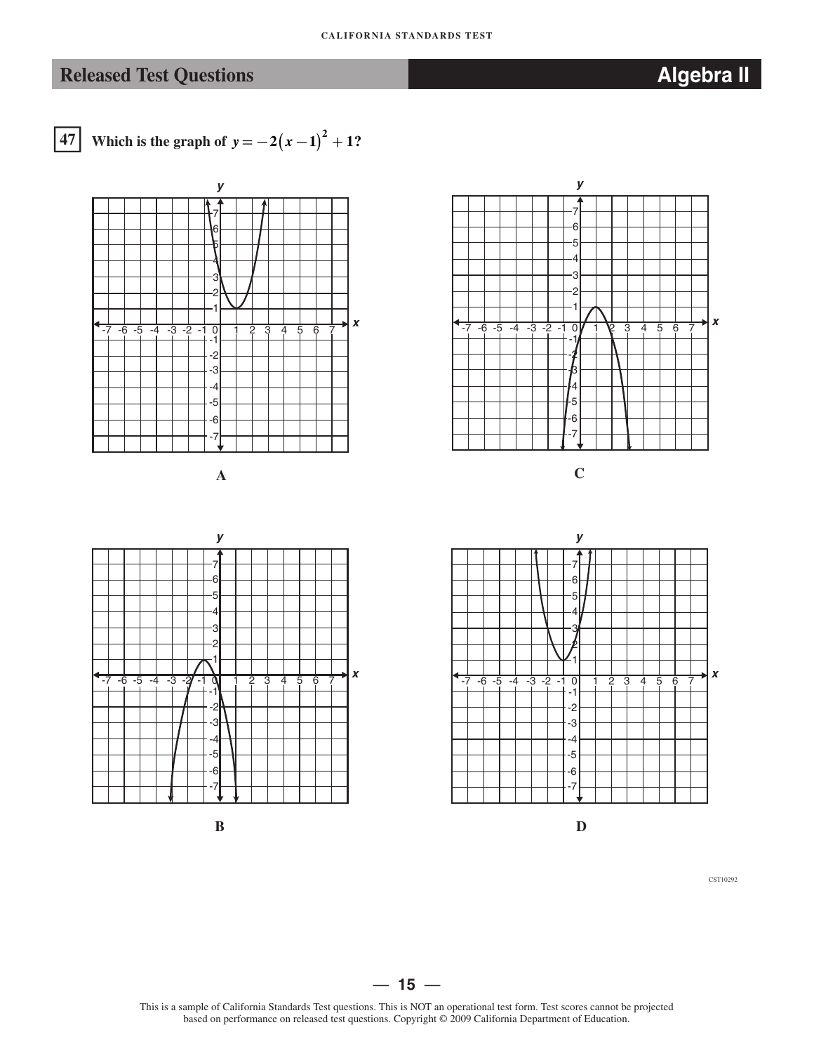## Released Test Questions — Algebra II

**47** Which is the graph of $y = -2(x-1)^2 + 1$?

A

C

B

D

CST10292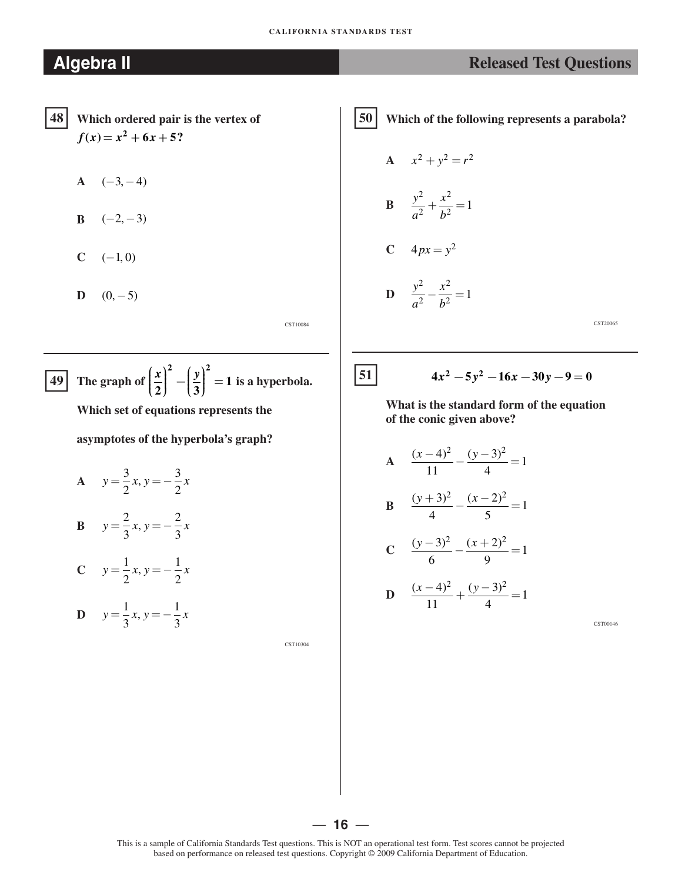## Algebra II — Released Test Questions

**48** **Which ordered pair is the vertex of $f(x) = x^2 + 6x + 5$?**

**A** $(-3, -4)$

**B** $(-2, -3)$

**C** $(-1, 0)$

**D** $(0, -5)$

CST10084

---

**49** **The graph of $\left(\frac{x}{2}\right)^2 - \left(\frac{y}{3}\right)^2 = 1$ is a hyperbola. Which set of equations represents the asymptotes of the hyperbola's graph?**

**A** $y = \frac{3}{2}x, y = -\frac{3}{2}x$

**B** $y = \frac{2}{3}x, y = -\frac{2}{3}x$

**C** $y = \frac{1}{2}x, y = -\frac{1}{2}x$

**D** $y = \frac{1}{3}x, y = -\frac{1}{3}x$

CST10304

---

**50** **Which of the following represents a parabola?**

**A** $x^2 + y^2 = r^2$

**B** $\frac{y^2}{a^2} + \frac{x^2}{b^2} = 1$

**C** $4px = y^2$

**D** $\frac{y^2}{a^2} - \frac{x^2}{b^2} = 1$

CST20065

---

**51**

$$4x^2 - 5y^2 - 16x - 30y - 9 = 0$$

**What is the standard form of the equation of the conic given above?**

**A** $\frac{(x-4)^2}{11} - \frac{(y-3)^2}{4} = 1$

**B** $\frac{(y+3)^2}{4} - \frac{(x-2)^2}{5} = 1$

**C** $\frac{(y-3)^2}{6} - \frac{(x+2)^2}{9} = 1$

**D** $\frac{(x-4)^2}{11} + \frac{(y-3)^2}{4} = 1$

CST00146

This is a sample of California Standards Test questions. This is NOT an operational test form. Test scores cannot be projected based on performance on released test questions. Copyright © 2009 California Department of Education.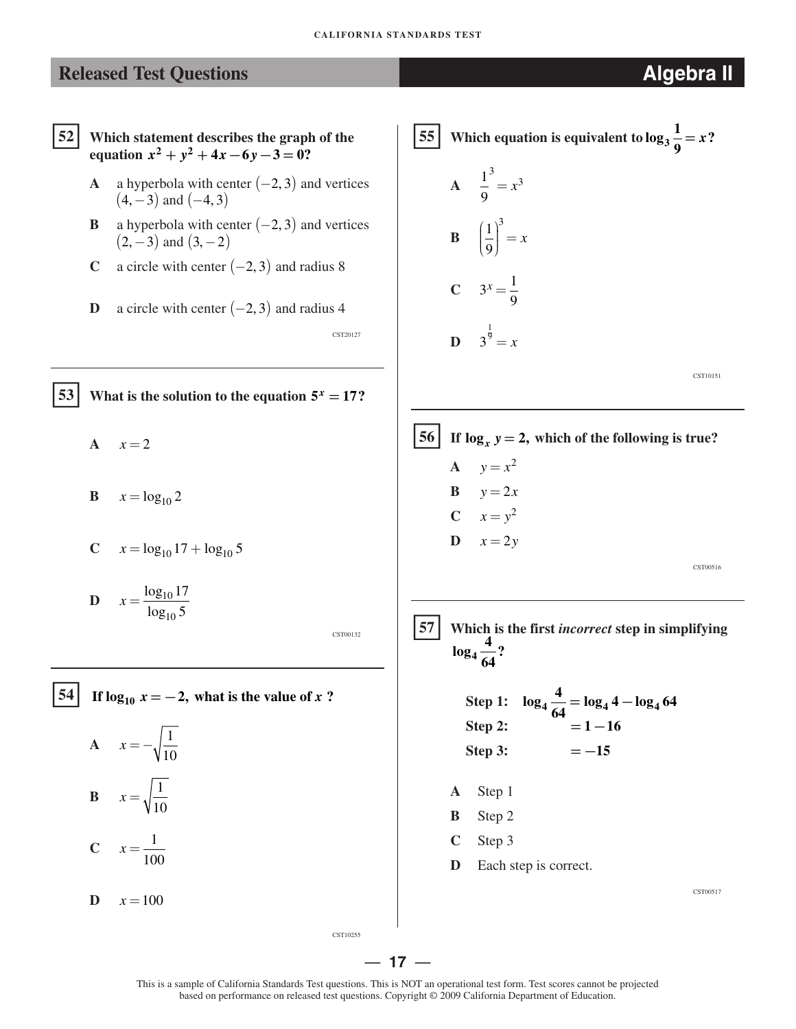## Released Test Questions — Algebra II

**52** **Which statement describes the graph of the equation $x^2 + y^2 + 4x - 6y - 3 = 0$?**

- **A** a hyperbola with center $(-2, 3)$ and vertices $(4, -3)$ and $(-4, 3)$
- **B** a hyperbola with center $(-2, 3)$ and vertices $(2, -3)$ and $(3, -2)$
- **C** a circle with center $(-2, 3)$ and radius 8
- **D** a circle with center $(-2, 3)$ and radius 4

CST20127

---

**53** **What is the solution to the equation $5^x = 17$?**

- **A** $x = 2$
- **B** $x = \log_{10} 2$
- **C** $x = \log_{10} 17 + \log_{10} 5$
- **D** $x = \dfrac{\log_{10} 17}{\log_{10} 5}$

CST00132

---

**54** **If $\log_{10} x = -2$, what is the value of $x$ ?**

- **A** $x = -\sqrt{\dfrac{1}{10}}$
- **B** $x = \sqrt{\dfrac{1}{10}}$
- **C** $x = \dfrac{1}{100}$
- **D** $x = 100$

CST10255

---

**55** **Which equation is equivalent to $\log_3 \dfrac{1}{9} = x$?**

- **A** $\dfrac{1^3}{9} = x^3$
- **B** $\left(\dfrac{1}{9}\right)^3 = x$
- **C** $3^x = \dfrac{1}{9}$
- **D** $3^{\frac{1}{9}} = x$

CST10151

---

**56** **If $\log_x y = 2$, which of the following is true?**

- **A** $y = x^2$
- **B** $y = 2x$
- **C** $x = y^2$
- **D** $x = 2y$

CST00516

---

**57** **Which is the first *incorrect* step in simplifying $\log_4 \dfrac{4}{64}$?**

**Step 1:** $\log_4 \dfrac{4}{64} = \log_4 4 - \log_4 64$

**Step 2:** $= 1 - 16$

**Step 3:** $= -15$

- **A** Step 1
- **B** Step 2
- **C** Step 3
- **D** Each step is correct.

CST00517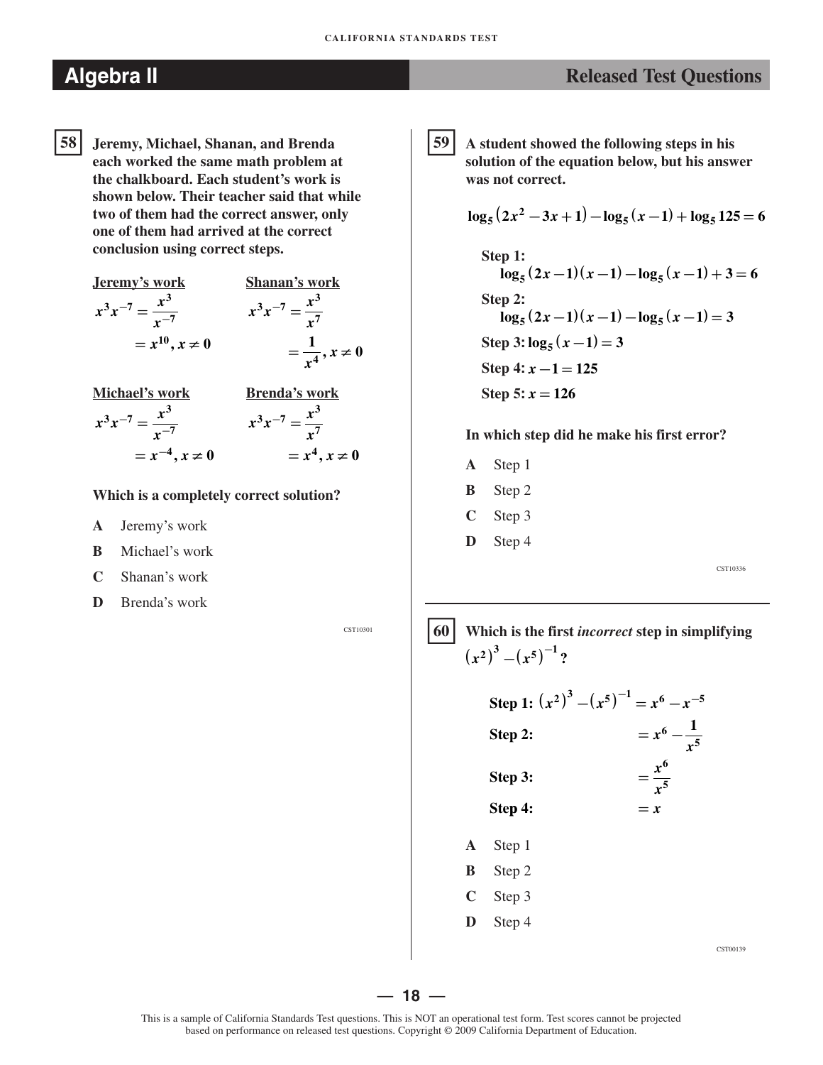## Algebra II

## Released Test Questions

**58** **Jeremy, Michael, Shanan, and Brenda each worked the same math problem at the chalkboard. Each student's work is shown below. Their teacher said that while two of them had the correct answer, only one of them had arrived at the correct conclusion using correct steps.**

<u>**Jeremy's work**</u>

$$x^3x^{-7} = \frac{x^3}{x^{-7}}$$
$$= x^{10}, x \neq 0$$

<u>**Shanan's work**</u>

$$x^3x^{-7} = \frac{x^3}{x^7}$$
$$= \frac{1}{x^4}, x \neq 0$$

<u>**Michael's work**</u>

$$x^3x^{-7} = \frac{x^3}{x^{-7}}$$
$$= x^{-4}, x \neq 0$$

<u>**Brenda's work**</u>

$$x^3x^{-7} = \frac{x^3}{x^7}$$
$$= x^4, x \neq 0$$

**Which is a completely correct solution?**

- **A** Jeremy's work
- **B** Michael's work
- **C** Shanan's work
- **D** Brenda's work

CST10301

**59** **A student showed the following steps in his solution of the equation below, but his answer was not correct.**

$$\log_5(2x^2 - 3x + 1) - \log_5(x - 1) + \log_5 125 = 6$$

**Step 1:**
$$\log_5(2x-1)(x-1) - \log_5(x-1) + 3 = 6$$

**Step 2:**
$$\log_5(2x-1)(x-1) - \log_5(x-1) = 3$$

**Step 3:** $\log_5(x-1) = 3$

**Step 4:** $x - 1 = 125$

**Step 5:** $x = 126$

**In which step did he make his first error?**

- **A** Step 1
- **B** Step 2
- **C** Step 3
- **D** Step 4

CST10336

**60** **Which is the first *incorrect* step in simplifying $(x^2)^3 - (x^5)^{-1}$?**

**Step 1:** $(x^2)^3 - (x^5)^{-1} = x^6 - x^{-5}$

**Step 2:** $= x^6 - \frac{1}{x^5}$

**Step 3:** $= \frac{x^6}{x^5}$

**Step 4:** $= x$

- **A** Step 1
- **B** Step 2
- **C** Step 3
- **D** Step 4

CST00139

This is a sample of California Standards Test questions. This is NOT an operational test form. Test scores cannot be projected based on performance on released test questions. Copyright © 2009 California Department of Education.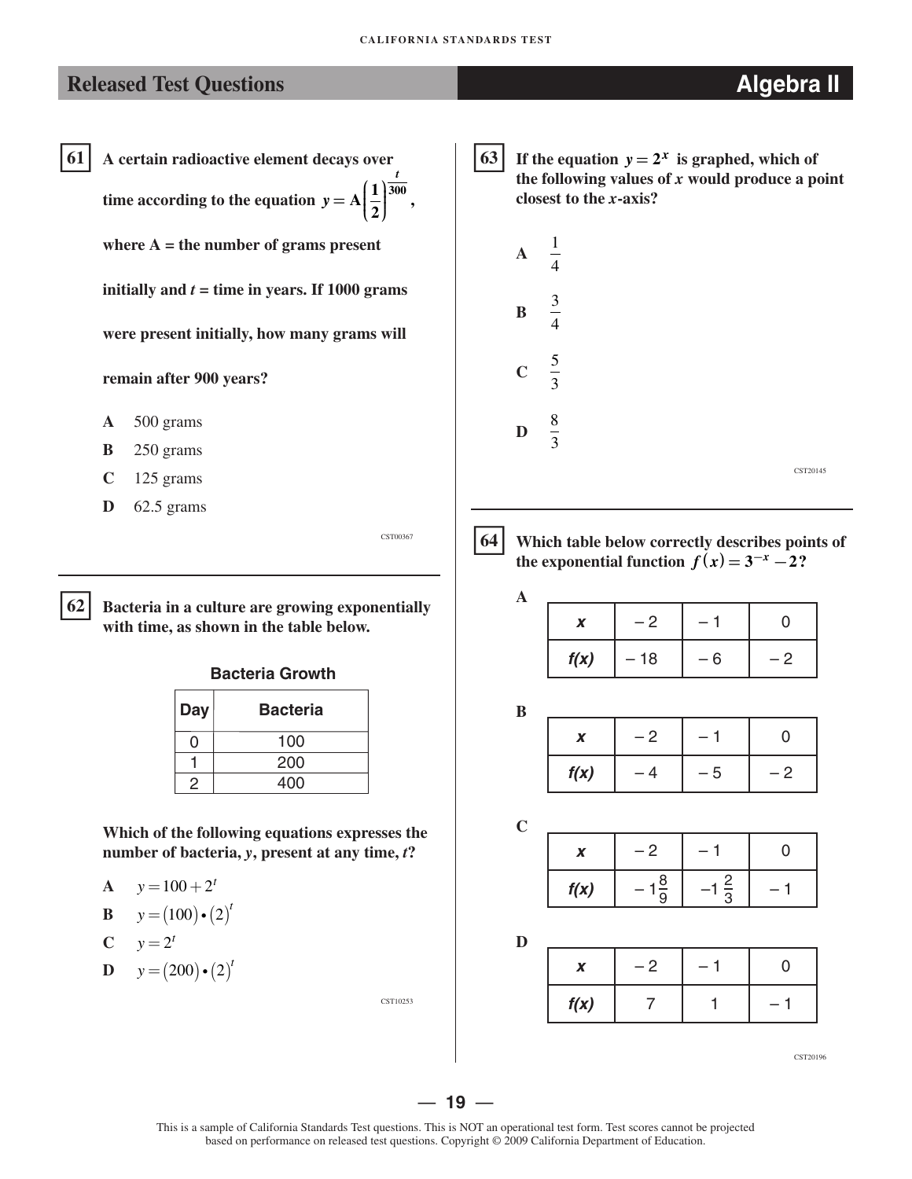## Released Test Questions — Algebra II

**61** A certain radioactive element decays over time according to the equation $y = A\left(\frac{1}{2}\right)^{\frac{t}{300}}$, where A = the number of grams present initially and $t$ = time in years. If 1000 grams were present initially, how many grams will remain after 900 years?

- **A** 500 grams
- **B** 250 grams
- **C** 125 grams
- **D** 62.5 grams

CST00367

---

**62** Bacteria in a culture are growing exponentially with time, as shown in the table below.

**Bacteria Growth**

| Day | Bacteria |
|---|---|
| 0 | 100 |
| 1 | 200 |
| 2 | 400 |

Which of the following equations expresses the number of bacteria, $y$, present at any time, $t$?

- **A** $y = 100 + 2^t$
- **B** $y = (100) \bullet (2)^t$
- **C** $y = 2^t$
- **D** $y = (200) \bullet (2)^t$

CST10253

---

**63** If the equation $y = 2^x$ is graphed, which of the following values of $x$ would produce a point closest to the $x$-axis?

- **A** $\frac{1}{4}$
- **B** $\frac{3}{4}$
- **C** $\frac{5}{3}$
- **D** $\frac{8}{3}$

CST20145

---

**64** Which table below correctly describes points of the exponential function $f(x) = 3^{-x} - 2$?

**A**

| $x$ | $-2$ | $-1$ | $0$ |
|---|---|---|---|
| $f(x)$ | $-18$ | $-6$ | $-2$ |

**B**

| $x$ | $-2$ | $-1$ | $0$ |
|---|---|---|---|
| $f(x)$ | $-4$ | $-5$ | $-2$ |

**C**

| $x$ | $-2$ | $-1$ | $0$ |
|---|---|---|---|
| $f(x)$ | $-1\frac{8}{9}$ | $-1\frac{2}{3}$ | $-1$ |

**D**

| $x$ | $-2$ | $-1$ | $0$ |
|---|---|---|---|
| $f(x)$ | $7$ | $1$ | $-1$ |

CST20196

This is a sample of California Standards Test questions. This is NOT an operational test form. Test scores cannot be projected based on performance on released test questions. Copyright © 2009 California Department of Education.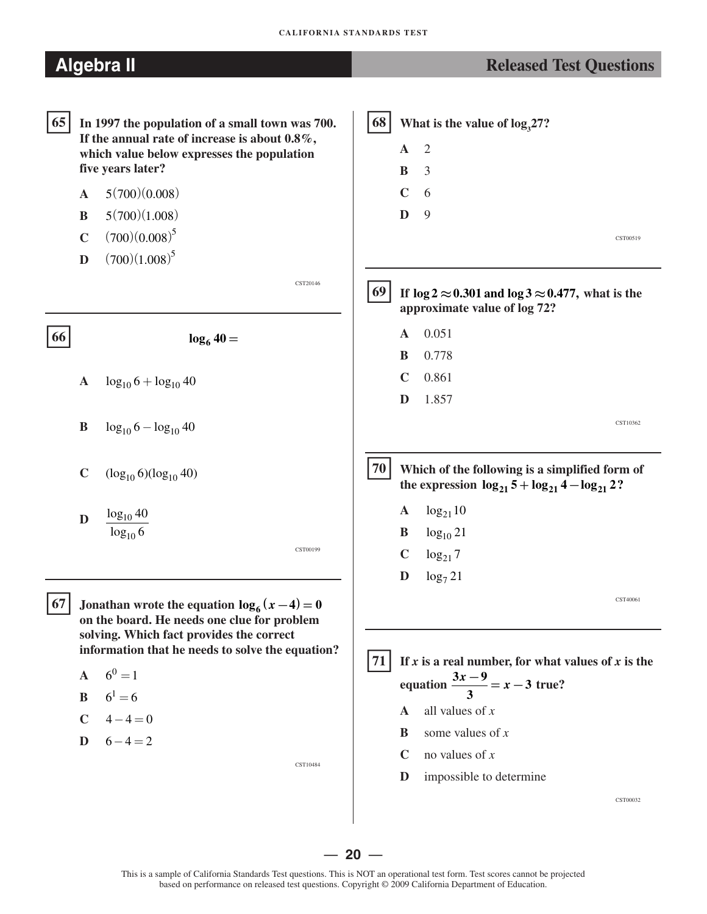## Algebra II — Released Test Questions

**65** In 1997 the population of a small town was 700. If the annual rate of increase is about 0.8%, which value below expresses the population five years later?

- **A** $5(700)(0.008)$
- **B** $5(700)(1.008)$
- **C** $(700)(0.008)^5$
- **D** $(700)(1.008)^5$

CST20146

**66** $\log_6 40 =$

- **A** $\log_{10} 6 + \log_{10} 40$
- **B** $\log_{10} 6 - \log_{10} 40$
- **C** $(\log_{10} 6)(\log_{10} 40)$
- **D** $\dfrac{\log_{10} 40}{\log_{10} 6}$

CST00199

**67** Jonathan wrote the equation $\log_6 (x - 4) = 0$ on the board. He needs one clue for problem solving. Which fact provides the correct information that he needs to solve the equation?

- **A** $6^0 = 1$
- **B** $6^1 = 6$
- **C** $4 - 4 = 0$
- **D** $6 - 4 = 2$

CST10484

**68** What is the value of $\log_3 27$?

- **A** 2
- **B** 3
- **C** 6
- **D** 9

CST00519

**69** If $\log 2 \approx 0.301$ and $\log 3 \approx 0.477$, what is the approximate value of log 72?

- **A** 0.051
- **B** 0.778
- **C** 0.861
- **D** 1.857

CST10362

**70** Which of the following is a simplified form of the expression $\log_{21} 5 + \log_{21} 4 - \log_{21} 2$?

- **A** $\log_{21} 10$
- **B** $\log_{10} 21$
- **C** $\log_{21} 7$
- **D** $\log_7 21$

CST40061

**71** If $x$ is a real number, for what values of $x$ is the equation $\dfrac{3x - 9}{3} = x - 3$ true?

- **A** all values of $x$
- **B** some values of $x$
- **C** no values of $x$
- **D** impossible to determine

CST00032

This is a sample of California Standards Test questions. This is NOT an operational test form. Test scores cannot be projected based on performance on released test questions. Copyright © 2009 California Department of Education.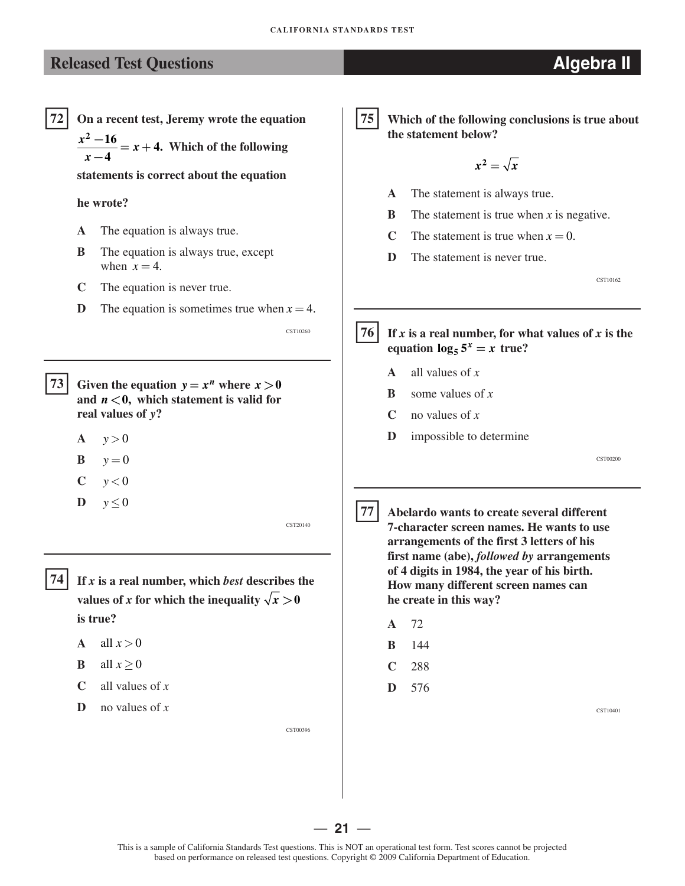## Released Test Questions — Algebra II

**72** On a recent test, Jeremy wrote the equation $\frac{x^2 - 16}{x - 4} = x + 4$. Which of the following statements is correct about the equation he wrote?

- **A** The equation is always true.
- **B** The equation is always true, except when $x = 4$.
- **C** The equation is never true.
- **D** The equation is sometimes true when $x = 4$.

CST10260

---

**73** Given the equation $y = x^n$ where $x > 0$ and $n < 0$, which statement is valid for real values of $y$?

- **A** $y > 0$
- **B** $y = 0$
- **C** $y < 0$
- **D** $y \leq 0$

CST20140

---

**74** If $x$ is a real number, which *best* describes the values of $x$ for which the inequality $\sqrt{x} > 0$ is true?

- **A** all $x > 0$
- **B** all $x \geq 0$
- **C** all values of $x$
- **D** no values of $x$

CST00396

---

**75** Which of the following conclusions is true about the statement below?

$$x^2 = \sqrt{x}$$

- **A** The statement is always true.
- **B** The statement is true when $x$ is negative.
- **C** The statement is true when $x = 0$.
- **D** The statement is never true.

CST10162

---

**76** If $x$ is a real number, for what values of $x$ is the equation $\log_5 5^x = x$ true?

- **A** all values of $x$
- **B** some values of $x$
- **C** no values of $x$
- **D** impossible to determine

CST00200

---

**77** Abelardo wants to create several different 7-character screen names. He wants to use arrangements of the first 3 letters of his first name (abe), *followed by* arrangements of 4 digits in 1984, the year of his birth. How many different screen names can he create in this way?

- **A** 72
- **B** 144
- **C** 288
- **D** 576

CST10401

This is a sample of California Standards Test questions. This is NOT an operational test form. Test scores cannot be projected based on performance on released test questions. Copyright © 2009 California Department of Education.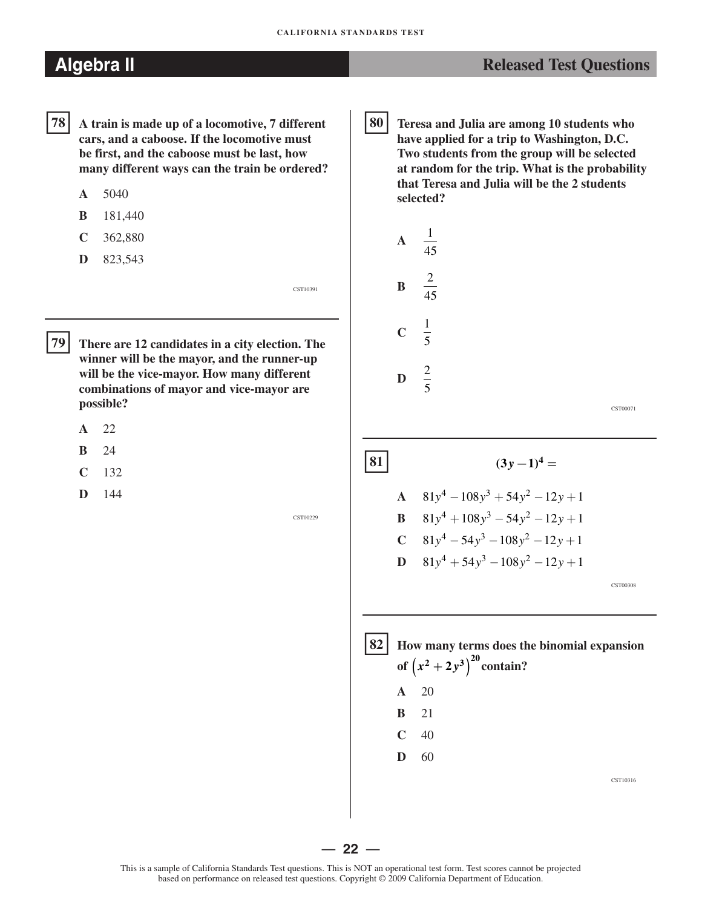## Algebra II — Released Test Questions

**78** **A train is made up of a locomotive, 7 different cars, and a caboose. If the locomotive must be first, and the caboose must be last, how many different ways can the train be ordered?**

- **A** 5040
- **B** 181,440
- **C** 362,880
- **D** 823,543

CST10391

---

**79** **There are 12 candidates in a city election. The winner will be the mayor, and the runner-up will be the vice-mayor. How many different combinations of mayor and vice-mayor are possible?**

- **A** 22
- **B** 24
- **C** 132
- **D** 144

CST00229

---

**80** **Teresa and Julia are among 10 students who have applied for a trip to Washington, D.C. Two students from the group will be selected at random for the trip. What is the probability that Teresa and Julia will be the 2 students selected?**

- **A** $\frac{1}{45}$
- **B** $\frac{2}{45}$
- **C** $\frac{1}{5}$
- **D** $\frac{2}{5}$

CST00071

---

**81** $(3y-1)^4 =$

- **A** $81y^4 - 108y^3 + 54y^2 - 12y + 1$
- **B** $81y^4 + 108y^3 - 54y^2 - 12y + 1$
- **C** $81y^4 - 54y^3 - 108y^2 - 12y + 1$
- **D** $81y^4 + 54y^3 - 108y^2 - 12y + 1$

CST00308

---

**82** **How many terms does the binomial expansion of $\left(x^2 + 2y^3\right)^{20}$ contain?**

- **A** 20
- **B** 21
- **C** 40
- **D** 60

CST10316

This is a sample of California Standards Test questions. This is NOT an operational test form. Test scores cannot be projected based on performance on released test questions. Copyright © 2009 California Department of Education.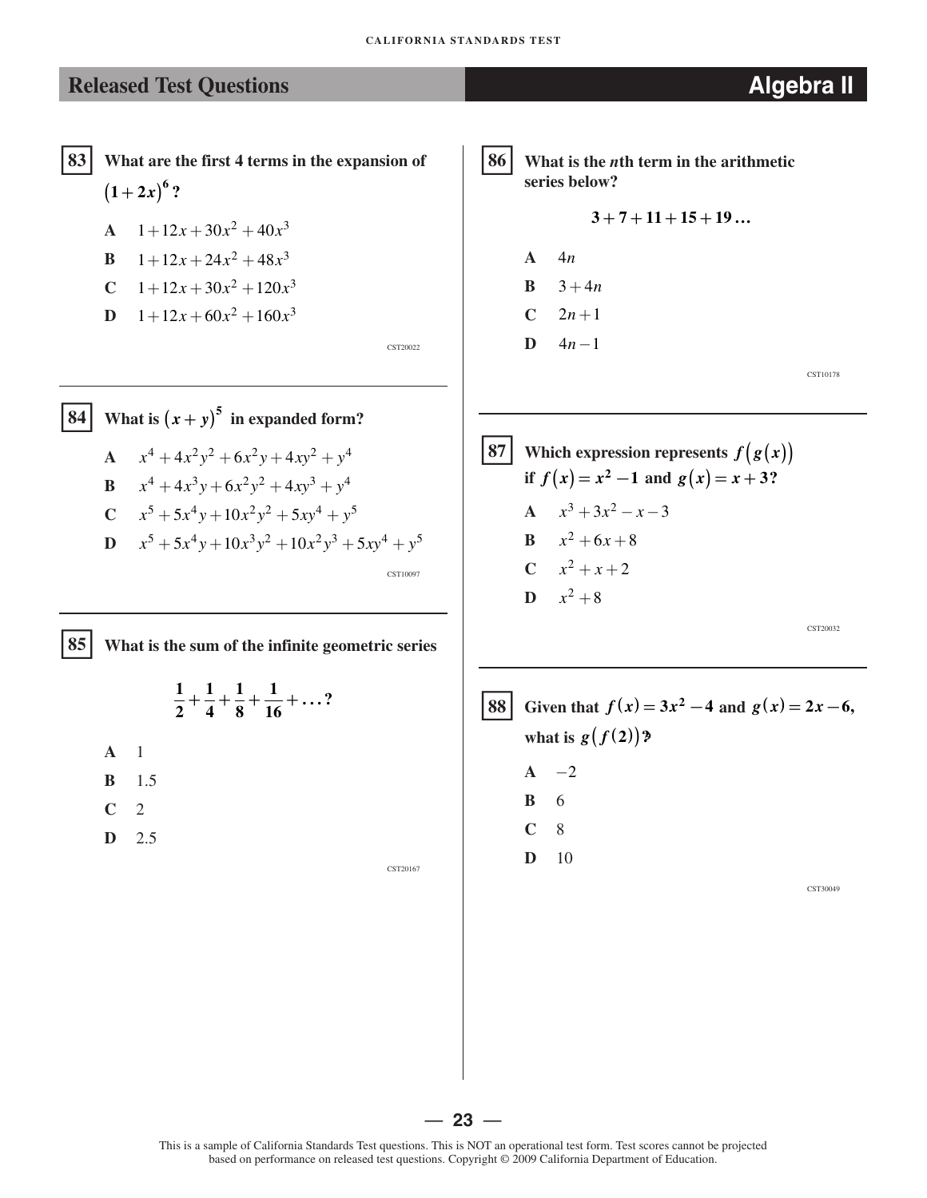## Released Test Questions — Algebra II

**83** What are the first 4 terms in the expansion of $(1+2x)^6$?

- **A** $1+12x+30x^2+40x^3$
- **B** $1+12x+24x^2+48x^3$
- **C** $1+12x+30x^2+120x^3$
- **D** $1+12x+60x^2+160x^3$

CST20022

**84** What is $(x+y)^5$ in expanded form?

- **A** $x^4+4x^2y^2+6x^2y+4xy^2+y^4$
- **B** $x^4+4x^3y+6x^2y^2+4xy^3+y^4$
- **C** $x^5+5x^4y+10x^2y^2+5xy^4+y^5$
- **D** $x^5+5x^4y+10x^3y^2+10x^2y^3+5xy^4+y^5$

CST10097

**85** What is the sum of the infinite geometric series

$$\frac{1}{2}+\frac{1}{4}+\frac{1}{8}+\frac{1}{16}+\ldots?$$

- **A** 1
- **B** 1.5
- **C** 2
- **D** 2.5

CST20167

**86** What is the *n*th term in the arithmetic series below?

$$3+7+11+15+19\ldots$$

- **A** $4n$
- **B** $3+4n$
- **C** $2n+1$
- **D** $4n-1$

CST10178

**87** Which expression represents $f(g(x))$ if $f(x)=x^2-1$ and $g(x)=x+3$?

- **A** $x^3+3x^2-x-3$
- **B** $x^2+6x+8$
- **C** $x^2+x+2$
- **D** $x^2+8$

CST20032

**88** Given that $f(x)=3x^2-4$ and $g(x)=2x-6$, what is $g(f(2))$?

- **A** $-2$
- **B** 6
- **C** 8
- **D** 10

CST30049

This is a sample of California Standards Test questions. This is NOT an operational test form. Test scores cannot be projected based on performance on released test questions. Copyright © 2009 California Department of Education.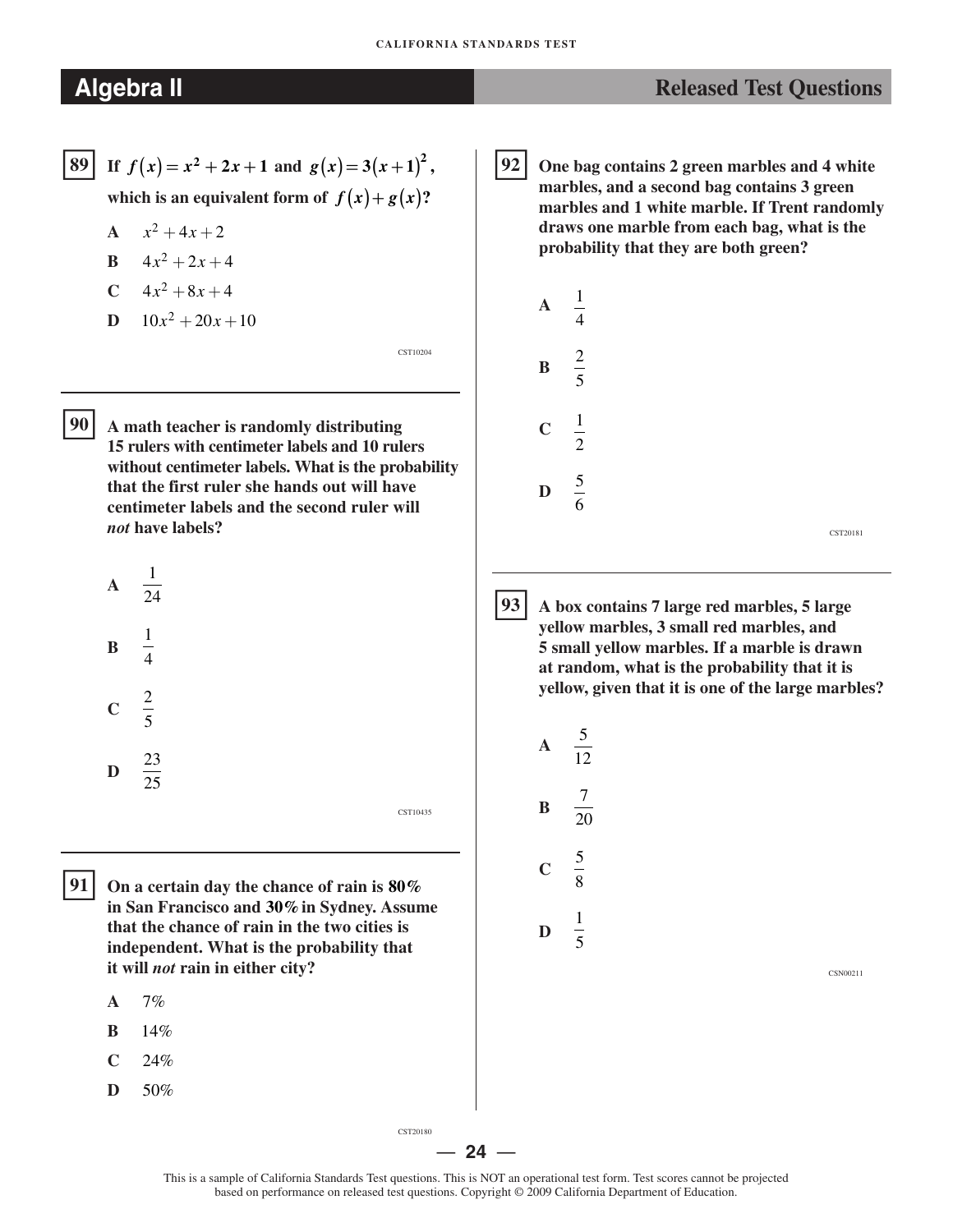## Algebra II — Released Test Questions

**89** If $f(x) = x^2 + 2x + 1$ and $g(x) = 3(x+1)^2$, which is an equivalent form of $f(x) + g(x)$?

- **A** $x^2 + 4x + 2$
- **B** $4x^2 + 2x + 4$
- **C** $4x^2 + 8x + 4$
- **D** $10x^2 + 20x + 10$

CST10204

---

**90** A math teacher is randomly distributing 15 rulers with centimeter labels and 10 rulers without centimeter labels. What is the probability that the first ruler she hands out will have centimeter labels and the second ruler will *not* have labels?

- **A** $\frac{1}{24}$
- **B** $\frac{1}{4}$
- **C** $\frac{2}{5}$
- **D** $\frac{23}{25}$

CST10435

---

**91** On a certain day the chance of rain is 80% in San Francisco and 30% in Sydney. Assume that the chance of rain in the two cities is independent. What is the probability that it will *not* rain in either city?

- **A** 7%
- **B** 14%
- **C** 24%
- **D** 50%

CST20180

---

**92** One bag contains 2 green marbles and 4 white marbles, and a second bag contains 3 green marbles and 1 white marble. If Trent randomly draws one marble from each bag, what is the probability that they are both green?

- **A** $\frac{1}{4}$
- **B** $\frac{2}{5}$
- **C** $\frac{1}{2}$
- **D** $\frac{5}{6}$

CST20181

---

**93** A box contains 7 large red marbles, 5 large yellow marbles, 3 small red marbles, and 5 small yellow marbles. If a marble is drawn at random, what is the probability that it is yellow, given that it is one of the large marbles?

- **A** $\frac{5}{12}$
- **B** $\frac{7}{20}$
- **C** $\frac{5}{8}$
- **D** $\frac{1}{5}$

CSN00211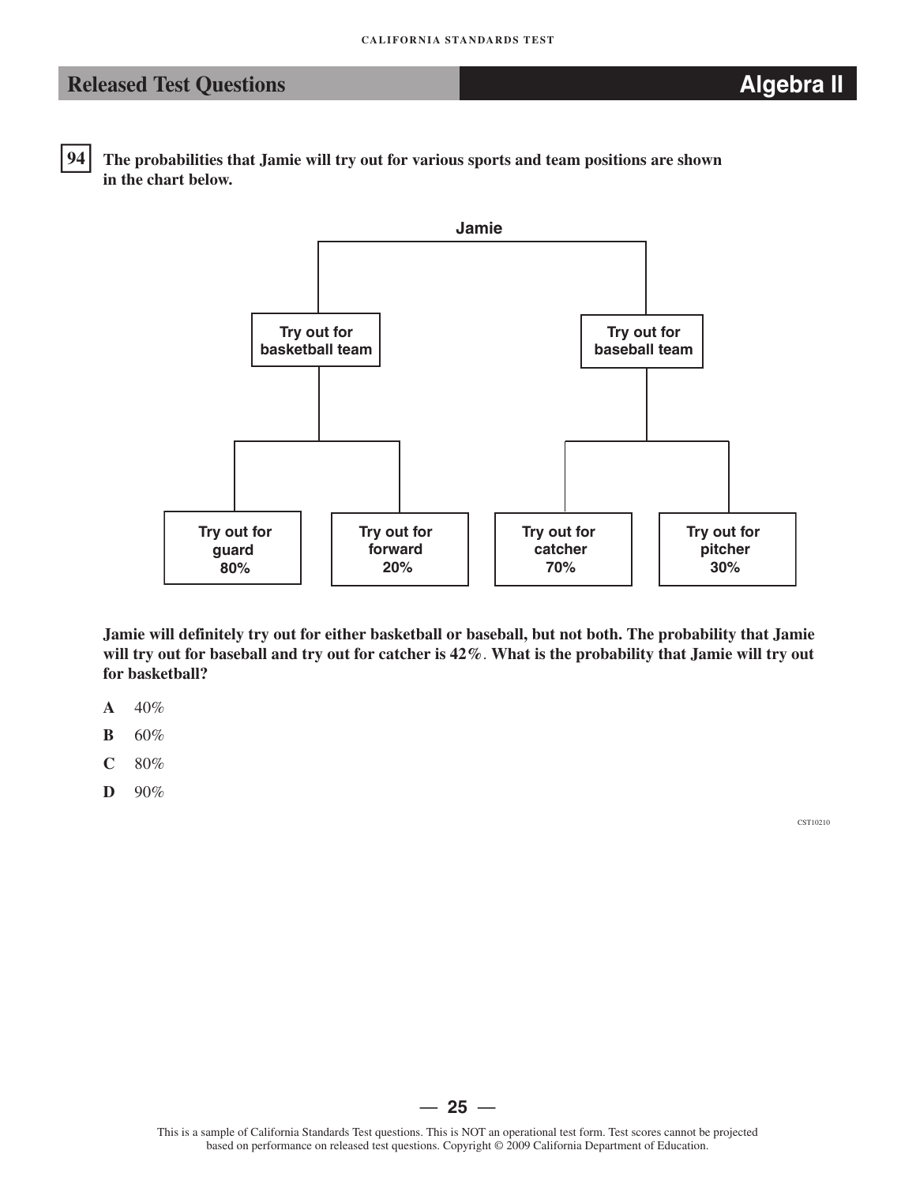## Released Test Questions — Algebra II

**94** **The probabilities that Jamie will try out for various sports and team positions are shown in the chart below.**

**Jamie**

- **Try out for basketball team**
  - **Try out for guard 80%**
  - **Try out for forward 20%**
- **Try out for baseball team**
  - **Try out for catcher 70%**
  - **Try out for pitcher 30%**

**Jamie will definitely try out for either basketball or baseball, but not both. The probability that Jamie will try out for baseball and try out for catcher is 42%. What is the probability that Jamie will try out for basketball?**

**A** 40%

**B** 60%

**C** 80%

**D** 90%

CST10210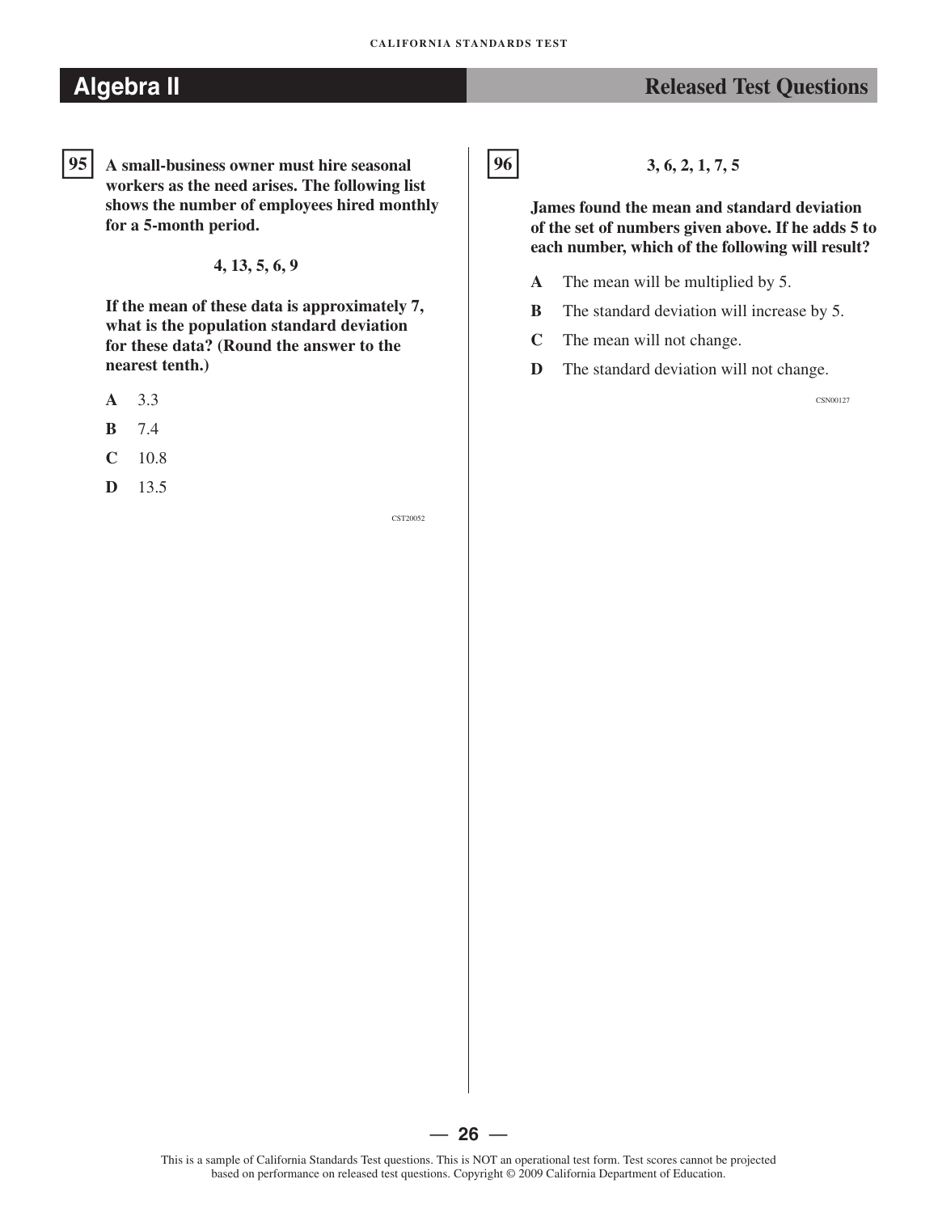## Algebra II — Released Test Questions

**95** **A small-business owner must hire seasonal workers as the need arises. The following list shows the number of employees hired monthly for a 5-month period.**

**4, 13, 5, 6, 9**

**If the mean of these data is approximately 7, what is the population standard deviation for these data? (Round the answer to the nearest tenth.)**

- **A** 3.3
- **B** 7.4
- **C** 10.8
- **D** 13.5

CST20052

**96** **3, 6, 2, 1, 7, 5**

**James found the mean and standard deviation of the set of numbers given above. If he adds 5 to each number, which of the following will result?**

- **A** The mean will be multiplied by 5.
- **B** The standard deviation will increase by 5.
- **C** The mean will not change.
- **D** The standard deviation will not change.

CSN00127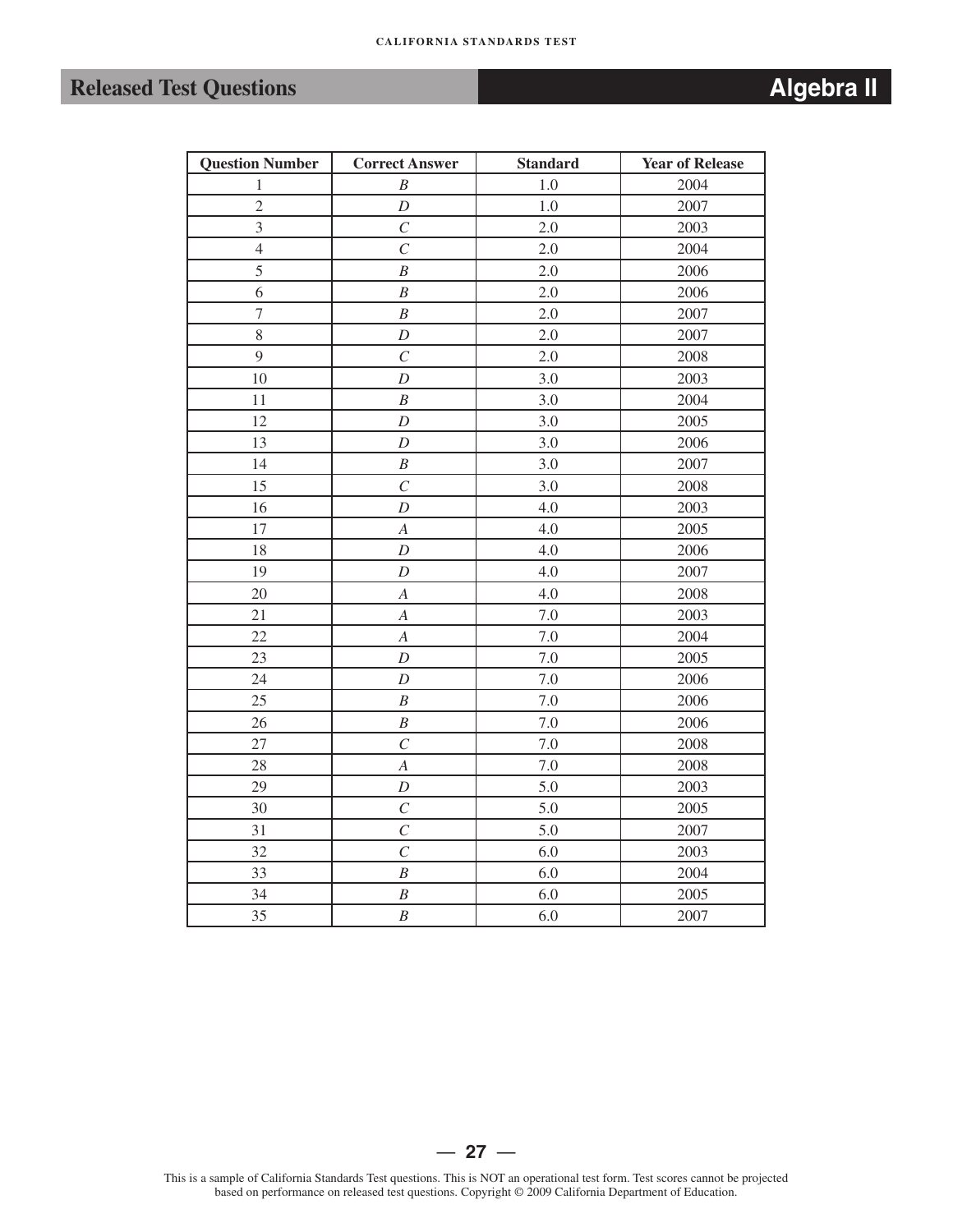## Released Test Questions — Algebra II

| Question Number | Correct Answer | Standard | Year of Release |
|---|---|---|---|
| 1 | *B* | 1.0 | 2004 |
| 2 | *D* | 1.0 | 2007 |
| 3 | *C* | 2.0 | 2003 |
| 4 | *C* | 2.0 | 2004 |
| 5 | *B* | 2.0 | 2006 |
| 6 | *B* | 2.0 | 2006 |
| 7 | *B* | 2.0 | 2007 |
| 8 | *D* | 2.0 | 2007 |
| 9 | *C* | 2.0 | 2008 |
| 10 | *D* | 3.0 | 2003 |
| 11 | *B* | 3.0 | 2004 |
| 12 | *D* | 3.0 | 2005 |
| 13 | *D* | 3.0 | 2006 |
| 14 | *B* | 3.0 | 2007 |
| 15 | *C* | 3.0 | 2008 |
| 16 | *D* | 4.0 | 2003 |
| 17 | *A* | 4.0 | 2005 |
| 18 | *D* | 4.0 | 2006 |
| 19 | *D* | 4.0 | 2007 |
| 20 | *A* | 4.0 | 2008 |
| 21 | *A* | 7.0 | 2003 |
| 22 | *A* | 7.0 | 2004 |
| 23 | *D* | 7.0 | 2005 |
| 24 | *D* | 7.0 | 2006 |
| 25 | *B* | 7.0 | 2006 |
| 26 | *B* | 7.0 | 2006 |
| 27 | *C* | 7.0 | 2008 |
| 28 | *A* | 7.0 | 2008 |
| 29 | *D* | 5.0 | 2003 |
| 30 | *C* | 5.0 | 2005 |
| 31 | *C* | 5.0 | 2007 |
| 32 | *C* | 6.0 | 2003 |
| 33 | *B* | 6.0 | 2004 |
| 34 | *B* | 6.0 | 2005 |
| 35 | *B* | 6.0 | 2007 |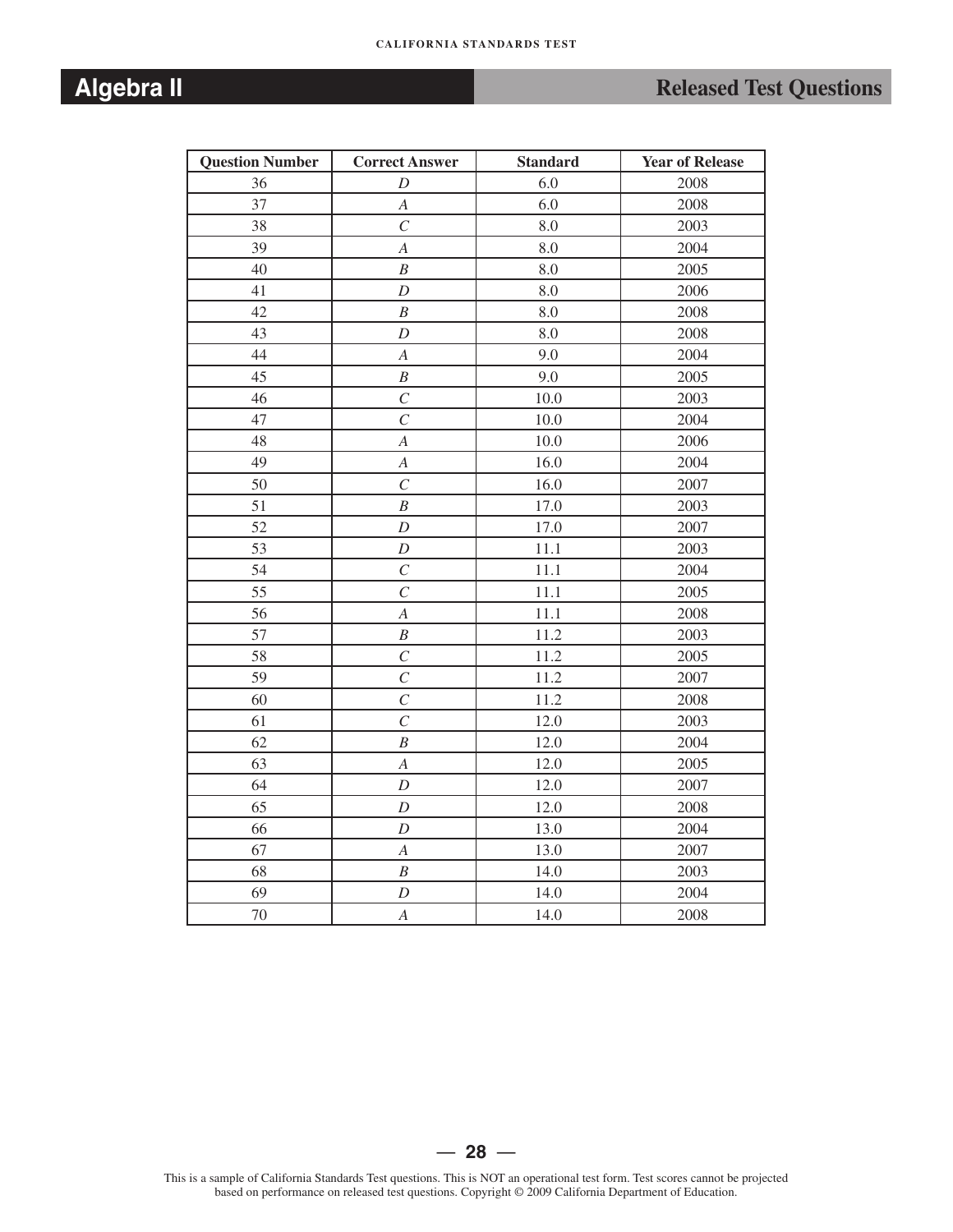| Question Number | Correct Answer | Standard | Year of Release |
|---|---|---|---|
| 36 | *D* | 6.0 | 2008 |
| 37 | *A* | 6.0 | 2008 |
| 38 | *C* | 8.0 | 2003 |
| 39 | *A* | 8.0 | 2004 |
| 40 | *B* | 8.0 | 2005 |
| 41 | *D* | 8.0 | 2006 |
| 42 | *B* | 8.0 | 2008 |
| 43 | *D* | 8.0 | 2008 |
| 44 | *A* | 9.0 | 2004 |
| 45 | *B* | 9.0 | 2005 |
| 46 | *C* | 10.0 | 2003 |
| 47 | *C* | 10.0 | 2004 |
| 48 | *A* | 10.0 | 2006 |
| 49 | *A* | 16.0 | 2004 |
| 50 | *C* | 16.0 | 2007 |
| 51 | *B* | 17.0 | 2003 |
| 52 | *D* | 17.0 | 2007 |
| 53 | *D* | 11.1 | 2003 |
| 54 | *C* | 11.1 | 2004 |
| 55 | *C* | 11.1 | 2005 |
| 56 | *A* | 11.1 | 2008 |
| 57 | *B* | 11.2 | 2003 |
| 58 | *C* | 11.2 | 2005 |
| 59 | *C* | 11.2 | 2007 |
| 60 | *C* | 11.2 | 2008 |
| 61 | *C* | 12.0 | 2003 |
| 62 | *B* | 12.0 | 2004 |
| 63 | *A* | 12.0 | 2005 |
| 64 | *D* | 12.0 | 2007 |
| 65 | *D* | 12.0 | 2008 |
| 66 | *D* | 13.0 | 2004 |
| 67 | *A* | 13.0 | 2007 |
| 68 | *B* | 14.0 | 2003 |
| 69 | *D* | 14.0 | 2004 |
| 70 | *A* | 14.0 | 2008 |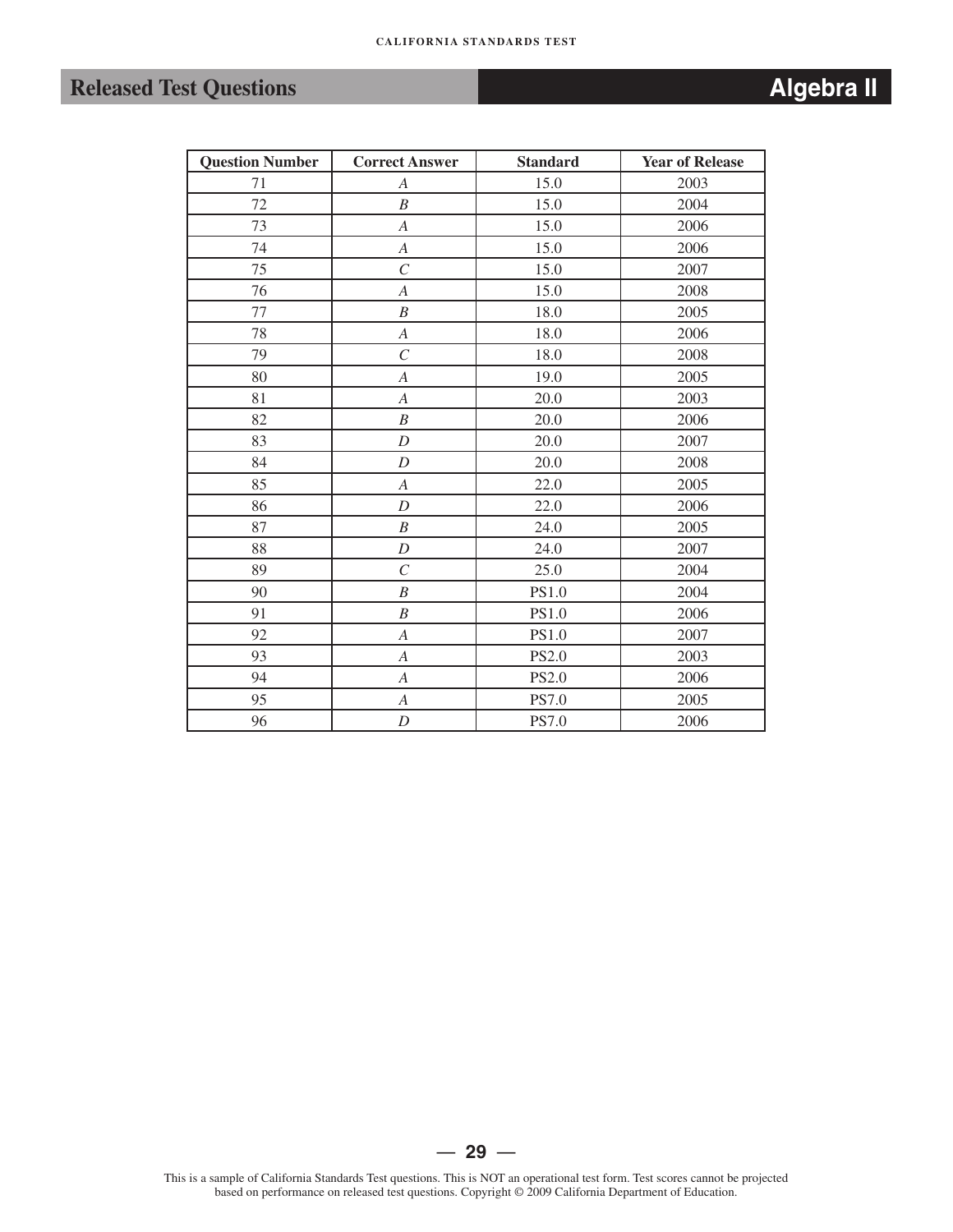| Question Number | Correct Answer | Standard | Year of Release |
|---|---|---|---|
| 71 | *A* | 15.0 | 2003 |
| 72 | *B* | 15.0 | 2004 |
| 73 | *A* | 15.0 | 2006 |
| 74 | *A* | 15.0 | 2006 |
| 75 | *C* | 15.0 | 2007 |
| 76 | *A* | 15.0 | 2008 |
| 77 | *B* | 18.0 | 2005 |
| 78 | *A* | 18.0 | 2006 |
| 79 | *C* | 18.0 | 2008 |
| 80 | *A* | 19.0 | 2005 |
| 81 | *A* | 20.0 | 2003 |
| 82 | *B* | 20.0 | 2006 |
| 83 | *D* | 20.0 | 2007 |
| 84 | *D* | 20.0 | 2008 |
| 85 | *A* | 22.0 | 2005 |
| 86 | *D* | 22.0 | 2006 |
| 87 | *B* | 24.0 | 2005 |
| 88 | *D* | 24.0 | 2007 |
| 89 | *C* | 25.0 | 2004 |
| 90 | *B* | PS1.0 | 2004 |
| 91 | *B* | PS1.0 | 2006 |
| 92 | *A* | PS1.0 | 2007 |
| 93 | *A* | PS2.0 | 2003 |
| 94 | *A* | PS2.0 | 2006 |
| 95 | *A* | PS7.0 | 2005 |
| 96 | *D* | PS7.0 | 2006 |